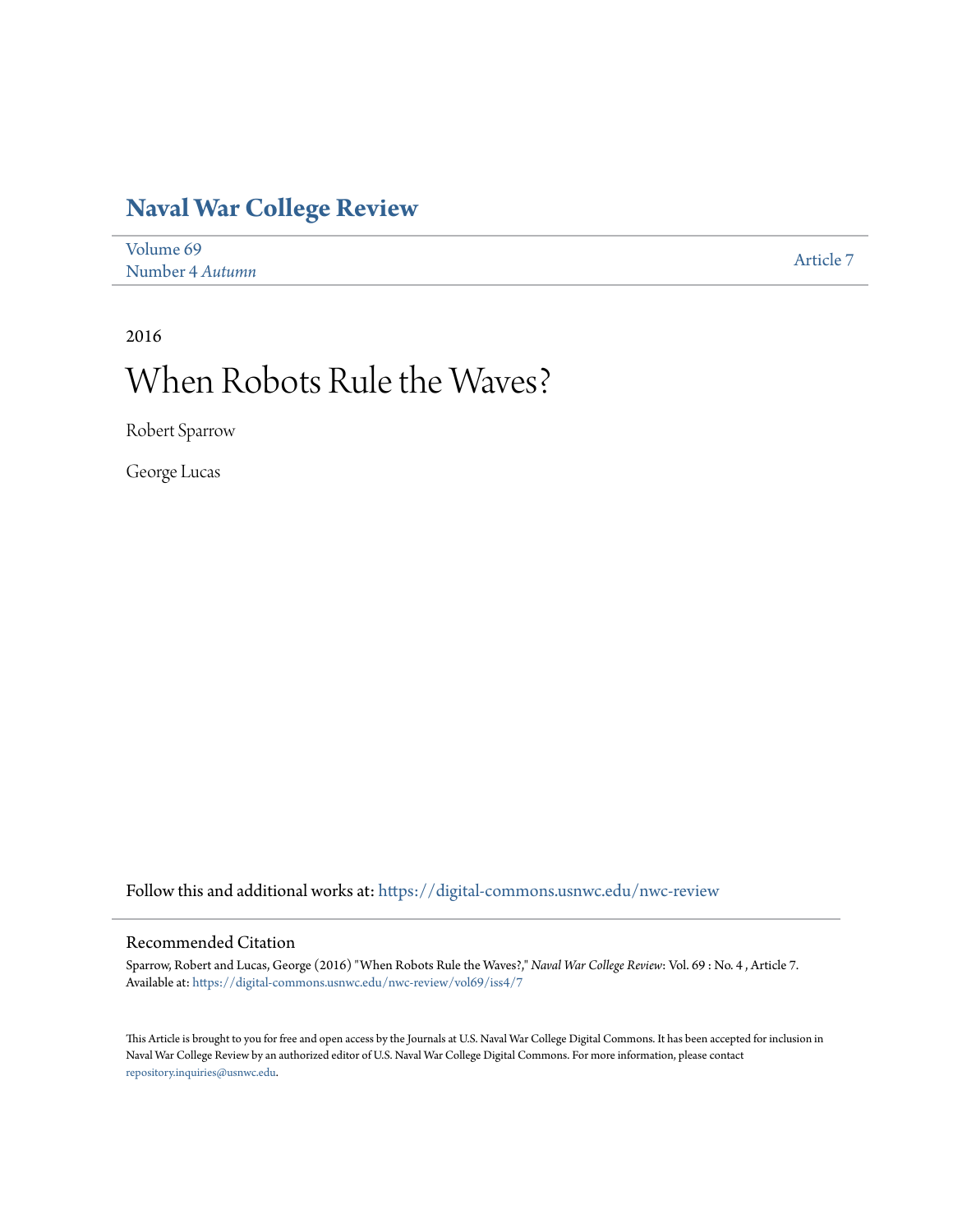# Naval War College Review

Volume 69
Number 4 *Autumn*

Article 7

2016

## When Robots Rule the Waves?

Robert Sparrow

George Lucas

Follow this and additional works at: https://digital-commons.usnwc.edu/nwc-review

### Recommended Citation

Sparrow, Robert and Lucas, George (2016) "When Robots Rule the Waves?," *Naval War College Review*: Vol. 69 : No. 4 , Article 7.
Available at: https://digital-commons.usnwc.edu/nwc-review/vol69/iss4/7

This Article is brought to you for free and open access by the Journals at U.S. Naval War College Digital Commons. It has been accepted for inclusion in Naval War College Review by an authorized editor of U.S. Naval War College Digital Commons. For more information, please contact repository.inquiries@usnwc.edu.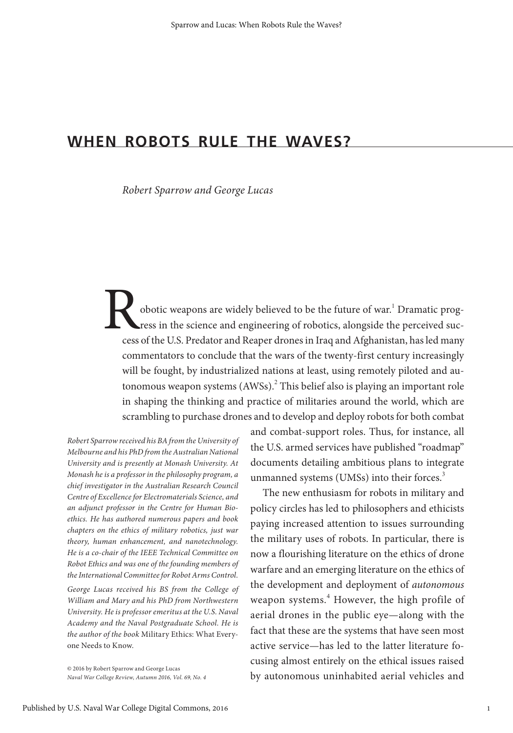# WHEN ROBOTS RULE THE WAVES?

*Robert Sparrow and George Lucas*

Robotic weapons are widely believed to be the future of war.[1] Dramatic progress in the science and engineering of robotics, alongside the perceived success of the U.S. Predator and Reaper drones in Iraq and Afghanistan, has led many commentators to conclude that the wars of the twenty-first century increasingly will be fought, by industrialized nations at least, using remotely piloted and autonomous weapon systems (AWSs).[2] This belief also is playing an important role in shaping the thinking and practice of militaries around the world, which are scrambling to purchase drones and to develop and deploy robots for both combat and combat-support roles. Thus, for instance, all the U.S. armed services have published "roadmap" documents detailing ambitious plans to integrate unmanned systems (UMSs) into their forces.[3]

The new enthusiasm for robots in military and policy circles has led to philosophers and ethicists paying increased attention to issues surrounding the military uses of robots. In particular, there is now a flourishing literature on the ethics of drone warfare and an emerging literature on the ethics of the development and deployment of *autonomous* weapon systems.[4] However, the high profile of aerial drones in the public eye—along with the fact that these are the systems that have seen most active service—has led to the latter literature focusing almost entirely on the ethical issues raised by autonomous uninhabited aerial vehicles and

*Robert Sparrow received his BA from the University of Melbourne and his PhD from the Australian National University and is presently at Monash University. At Monash he is a professor in the philosophy program, a chief investigator in the Australian Research Council Centre of Excellence for Electromaterials Science, and an adjunct professor in the Centre for Human Bioethics. He has authored numerous papers and book chapters on the ethics of military robotics, just war theory, human enhancement, and nanotechnology. He is a co-chair of the IEEE Technical Committee on Robot Ethics and was one of the founding members of the International Committee for Robot Arms Control.*

*George Lucas received his BS from the College of William and Mary and his PhD from Northwestern University. He is professor emeritus at the U.S. Naval Academy and the Naval Postgraduate School. He is the author of the book* Military Ethics: What Everyone Needs to Know.

© 2016 by Robert Sparrow and George Lucas
*Naval War College Review, Autumn 2016, Vol. 69, No. 4*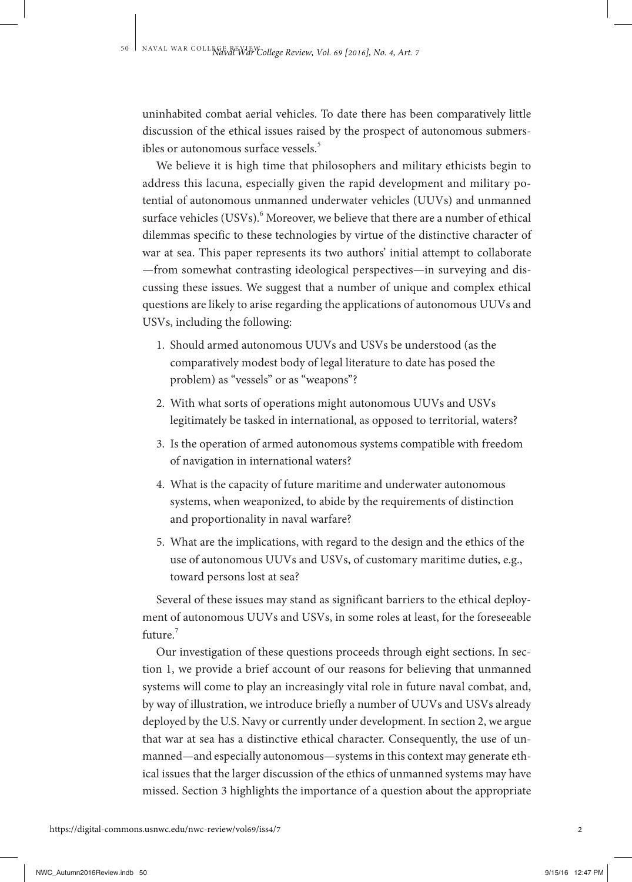uninhabited combat aerial vehicles. To date there has been comparatively little discussion of the ethical issues raised by the prospect of autonomous submersibles or autonomous surface vessels.[5]

We believe it is high time that philosophers and military ethicists begin to address this lacuna, especially given the rapid development and military potential of autonomous unmanned underwater vehicles (UUVs) and unmanned surface vehicles (USVs).[6] Moreover, we believe that there are a number of ethical dilemmas specific to these technologies by virtue of the distinctive character of war at sea. This paper represents its two authors' initial attempt to collaborate—from somewhat contrasting ideological perspectives—in surveying and discussing these issues. We suggest that a number of unique and complex ethical questions are likely to arise regarding the applications of autonomous UUVs and USVs, including the following:

1. Should armed autonomous UUVs and USVs be understood (as the comparatively modest body of legal literature to date has posed the problem) as "vessels" or as "weapons"?
2. With what sorts of operations might autonomous UUVs and USVs legitimately be tasked in international, as opposed to territorial, waters?
3. Is the operation of armed autonomous systems compatible with freedom of navigation in international waters?
4. What is the capacity of future maritime and underwater autonomous systems, when weaponized, to abide by the requirements of distinction and proportionality in naval warfare?
5. What are the implications, with regard to the design and the ethics of the use of autonomous UUVs and USVs, of customary maritime duties, e.g., toward persons lost at sea?

Several of these issues may stand as significant barriers to the ethical deployment of autonomous UUVs and USVs, in some roles at least, for the foreseeable future.[7]

Our investigation of these questions proceeds through eight sections. In section 1, we provide a brief account of our reasons for believing that unmanned systems will come to play an increasingly vital role in future naval combat, and, by way of illustration, we introduce briefly a number of UUVs and USVs already deployed by the U.S. Navy or currently under development. In section 2, we argue that war at sea has a distinctive ethical character. Consequently, the use of unmanned—and especially autonomous—systems in this context may generate ethical issues that the larger discussion of the ethics of unmanned systems may have missed. Section 3 highlights the importance of a question about the appropriate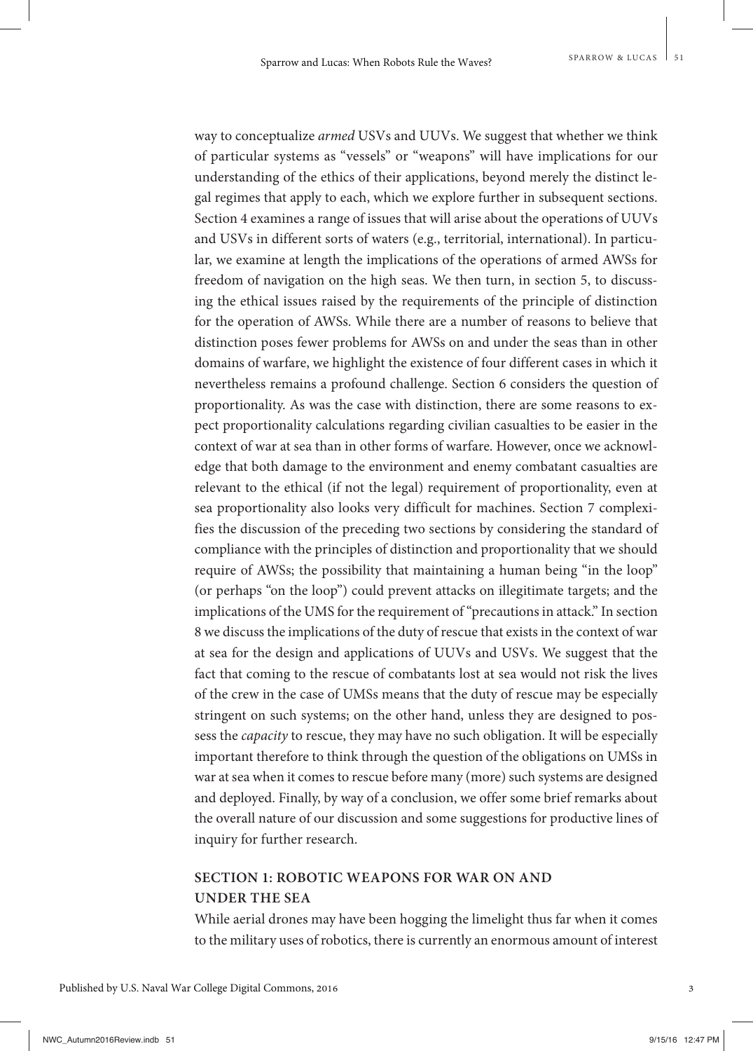way to conceptualize *armed* USVs and UUVs. We suggest that whether we think of particular systems as "vessels" or "weapons" will have implications for our understanding of the ethics of their applications, beyond merely the distinct legal regimes that apply to each, which we explore further in subsequent sections. Section 4 examines a range of issues that will arise about the operations of UUVs and USVs in different sorts of waters (e.g., territorial, international). In particular, we examine at length the implications of the operations of armed AWSs for freedom of navigation on the high seas. We then turn, in section 5, to discussing the ethical issues raised by the requirements of the principle of distinction for the operation of AWSs. While there are a number of reasons to believe that distinction poses fewer problems for AWSs on and under the seas than in other domains of warfare, we highlight the existence of four different cases in which it nevertheless remains a profound challenge. Section 6 considers the question of proportionality. As was the case with distinction, there are some reasons to expect proportionality calculations regarding civilian casualties to be easier in the context of war at sea than in other forms of warfare. However, once we acknowledge that both damage to the environment and enemy combatant casualties are relevant to the ethical (if not the legal) requirement of proportionality, even at sea proportionality also looks very difficult for machines. Section 7 complexifies the discussion of the preceding two sections by considering the standard of compliance with the principles of distinction and proportionality that we should require of AWSs; the possibility that maintaining a human being "in the loop" (or perhaps "on the loop") could prevent attacks on illegitimate targets; and the implications of the UMS for the requirement of "precautions in attack." In section 8 we discuss the implications of the duty of rescue that exists in the context of war at sea for the design and applications of UUVs and USVs. We suggest that the fact that coming to the rescue of combatants lost at sea would not risk the lives of the crew in the case of UMSs means that the duty of rescue may be especially stringent on such systems; on the other hand, unless they are designed to possess the *capacity* to rescue, they may have no such obligation. It will be especially important therefore to think through the question of the obligations on UMSs in war at sea when it comes to rescue before many (more) such systems are designed and deployed. Finally, by way of a conclusion, we offer some brief remarks about the overall nature of our discussion and some suggestions for productive lines of inquiry for further research.

## SECTION 1: ROBOTIC WEAPONS FOR WAR ON AND UNDER THE SEA

While aerial drones may have been hogging the limelight thus far when it comes to the military uses of robotics, there is currently an enormous amount of interest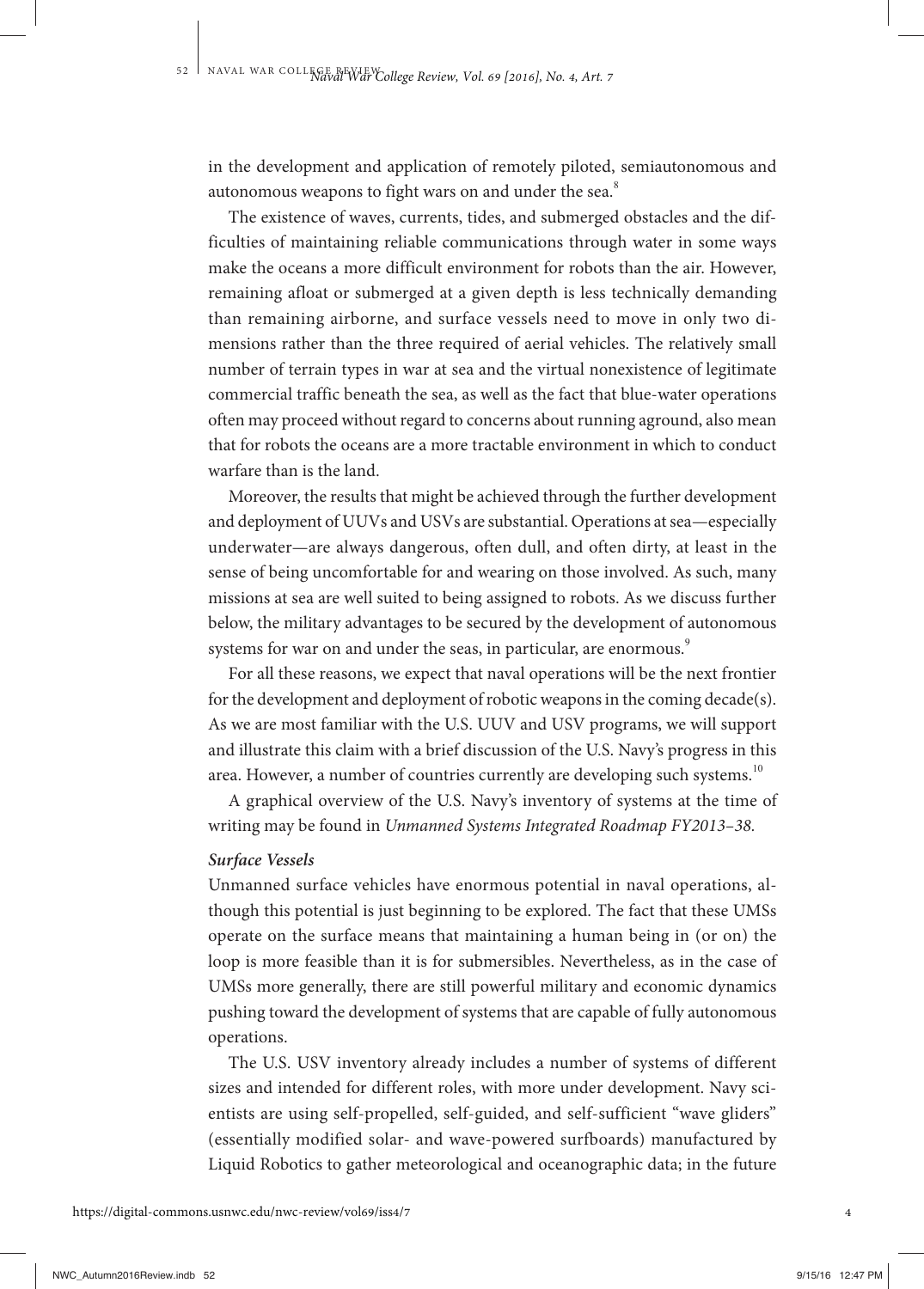in the development and application of remotely piloted, semiautonomous and autonomous weapons to fight wars on and under the sea.[8]

The existence of waves, currents, tides, and submerged obstacles and the difficulties of maintaining reliable communications through water in some ways make the oceans a more difficult environment for robots than the air. However, remaining afloat or submerged at a given depth is less technically demanding than remaining airborne, and surface vessels need to move in only two dimensions rather than the three required of aerial vehicles. The relatively small number of terrain types in war at sea and the virtual nonexistence of legitimate commercial traffic beneath the sea, as well as the fact that blue-water operations often may proceed without regard to concerns about running aground, also mean that for robots the oceans are a more tractable environment in which to conduct warfare than is the land.

Moreover, the results that might be achieved through the further development and deployment of UUVs and USVs are substantial. Operations at sea—especially underwater—are always dangerous, often dull, and often dirty, at least in the sense of being uncomfortable for and wearing on those involved. As such, many missions at sea are well suited to being assigned to robots. As we discuss further below, the military advantages to be secured by the development of autonomous systems for war on and under the seas, in particular, are enormous.[9]

For all these reasons, we expect that naval operations will be the next frontier for the development and deployment of robotic weapons in the coming decade(s). As we are most familiar with the U.S. UUV and USV programs, we will support and illustrate this claim with a brief discussion of the U.S. Navy's progress in this area. However, a number of countries currently are developing such systems.[10]

A graphical overview of the U.S. Navy's inventory of systems at the time of writing may be found in *Unmanned Systems Integrated Roadmap FY2013–38.*

### *Surface Vessels*

Unmanned surface vehicles have enormous potential in naval operations, although this potential is just beginning to be explored. The fact that these UMSs operate on the surface means that maintaining a human being in (or on) the loop is more feasible than it is for submersibles. Nevertheless, as in the case of UMSs more generally, there are still powerful military and economic dynamics pushing toward the development of systems that are capable of fully autonomous operations.

The U.S. USV inventory already includes a number of systems of different sizes and intended for different roles, with more under development. Navy scientists are using self-propelled, self-guided, and self-sufficient "wave gliders" (essentially modified solar- and wave-powered surfboards) manufactured by Liquid Robotics to gather meteorological and oceanographic data; in the future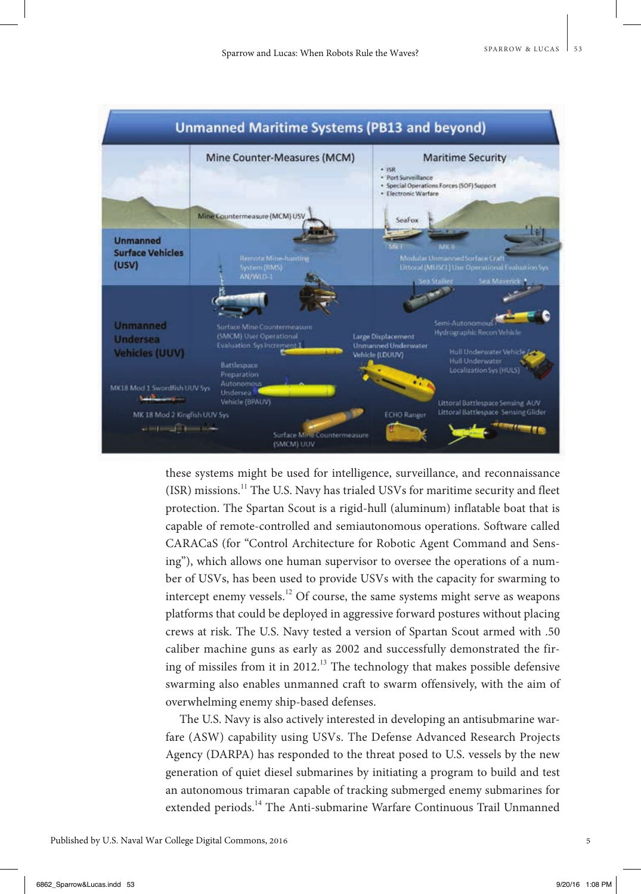these systems might be used for intelligence, surveillance, and reconnaissance (ISR) missions.[11] The U.S. Navy has trialed USVs for maritime security and fleet protection. The Spartan Scout is a rigid-hull (aluminum) inflatable boat that is capable of remote-controlled and semiautonomous operations. Software called CARACaS (for "Control Architecture for Robotic Agent Command and Sensing"), which allows one human supervisor to oversee the operations of a number of USVs, has been used to provide USVs with the capacity for swarming to intercept enemy vessels.[12] Of course, the same systems might serve as weapons platforms that could be deployed in aggressive forward postures without placing crews at risk. The U.S. Navy tested a version of Spartan Scout armed with .50 caliber machine guns as early as 2002 and successfully demonstrated the firing of missiles from it in 2012.[13] The technology that makes possible defensive swarming also enables unmanned craft to swarm offensively, with the aim of overwhelming enemy ship-based defenses.

The U.S. Navy is also actively interested in developing an antisubmarine warfare (ASW) capability using USVs. The Defense Advanced Research Projects Agency (DARPA) has responded to the threat posed to U.S. vessels by the new generation of quiet diesel submarines by initiating a program to build and test an autonomous trimaran capable of tracking submerged enemy submarines for extended periods.[14] The Anti-submarine Warfare Continuous Trail Unmanned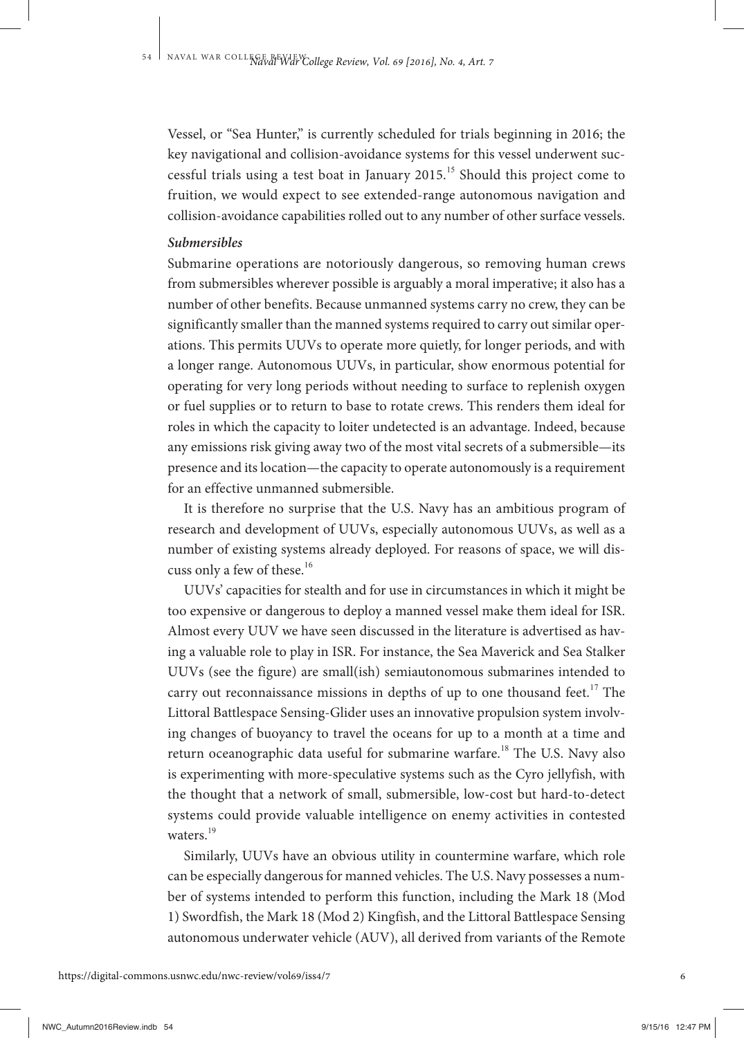Vessel, or "Sea Hunter," is currently scheduled for trials beginning in 2016; the key navigational and collision-avoidance systems for this vessel underwent successful trials using a test boat in January 2015.[15] Should this project come to fruition, we would expect to see extended-range autonomous navigation and collision-avoidance capabilities rolled out to any number of other surface vessels.

### *Submersibles*

Submarine operations are notoriously dangerous, so removing human crews from submersibles wherever possible is arguably a moral imperative; it also has a number of other benefits. Because unmanned systems carry no crew, they can be significantly smaller than the manned systems required to carry out similar operations. This permits UUVs to operate more quietly, for longer periods, and with a longer range. Autonomous UUVs, in particular, show enormous potential for operating for very long periods without needing to surface to replenish oxygen or fuel supplies or to return to base to rotate crews. This renders them ideal for roles in which the capacity to loiter undetected is an advantage. Indeed, because any emissions risk giving away two of the most vital secrets of a submersible—its presence and its location—the capacity to operate autonomously is a requirement for an effective unmanned submersible.

It is therefore no surprise that the U.S. Navy has an ambitious program of research and development of UUVs, especially autonomous UUVs, as well as a number of existing systems already deployed. For reasons of space, we will discuss only a few of these.[16]

UUVs' capacities for stealth and for use in circumstances in which it might be too expensive or dangerous to deploy a manned vessel make them ideal for ISR. Almost every UUV we have seen discussed in the literature is advertised as having a valuable role to play in ISR. For instance, the Sea Maverick and Sea Stalker UUVs (see the figure) are small(ish) semiautonomous submarines intended to carry out reconnaissance missions in depths of up to one thousand feet.[17] The Littoral Battlespace Sensing-Glider uses an innovative propulsion system involving changes of buoyancy to travel the oceans for up to a month at a time and return oceanographic data useful for submarine warfare.[18] The U.S. Navy also is experimenting with more-speculative systems such as the Cyro jellyfish, with the thought that a network of small, submersible, low-cost but hard-to-detect systems could provide valuable intelligence on enemy activities in contested waters.[19]

Similarly, UUVs have an obvious utility in countermine warfare, which role can be especially dangerous for manned vehicles. The U.S. Navy possesses a number of systems intended to perform this function, including the Mark 18 (Mod 1) Swordfish, the Mark 18 (Mod 2) Kingfish, and the Littoral Battlespace Sensing autonomous underwater vehicle (AUV), all derived from variants of the Remote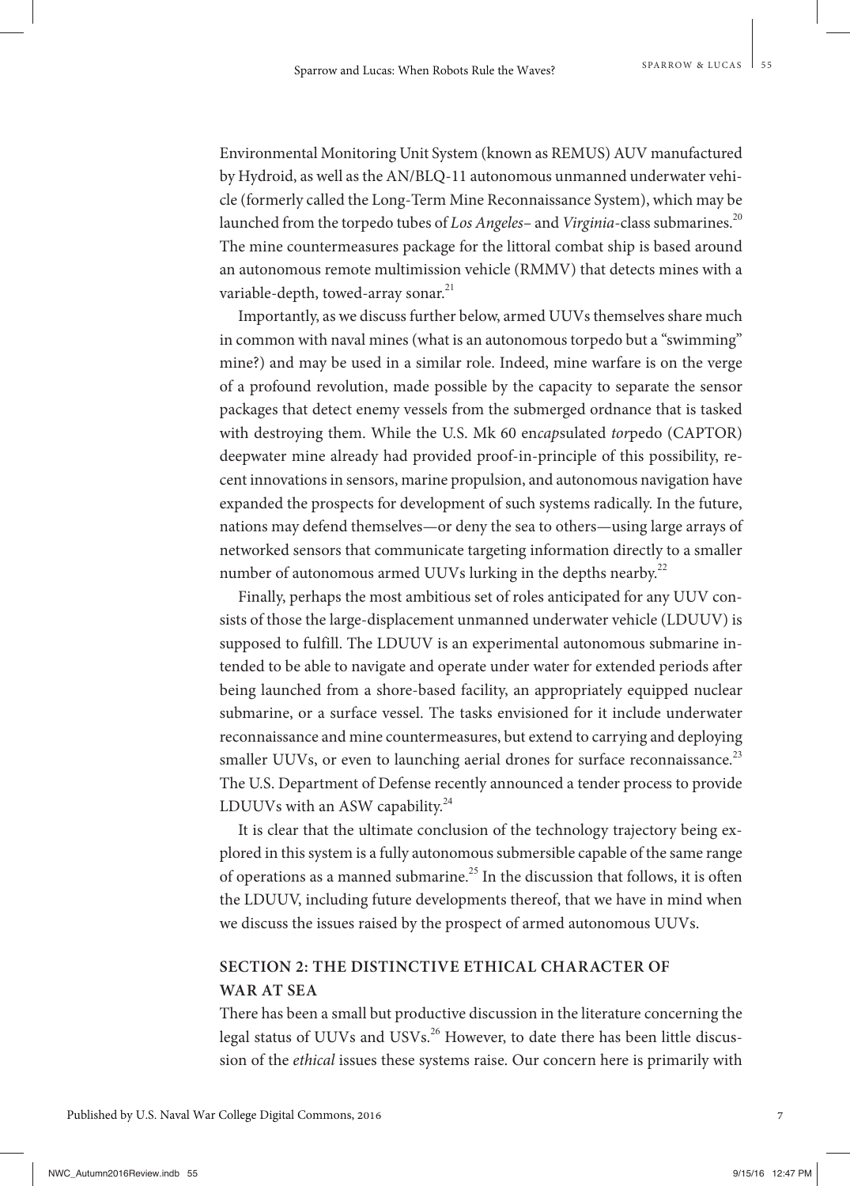Environmental Monitoring Unit System (known as REMUS) AUV manufactured by Hydroid, as well as the AN/BLQ-11 autonomous unmanned underwater vehicle (formerly called the Long-Term Mine Reconnaissance System), which may be launched from the torpedo tubes of *Los Angeles*– and *Virginia*-class submarines.[20] The mine countermeasures package for the littoral combat ship is based around an autonomous remote multimission vehicle (RMMV) that detects mines with a variable-depth, towed-array sonar.[21]

Importantly, as we discuss further below, armed UUVs themselves share much in common with naval mines (what is an autonomous torpedo but a "swimming" mine?) and may be used in a similar role. Indeed, mine warfare is on the verge of a profound revolution, made possible by the capacity to separate the sensor packages that detect enemy vessels from the submerged ordnance that is tasked with destroying them. While the U.S. Mk 60 en*cap*sulated *tor*pedo (CAPTOR) deepwater mine already had provided proof-in-principle of this possibility, recent innovations in sensors, marine propulsion, and autonomous navigation have expanded the prospects for development of such systems radically. In the future, nations may defend themselves—or deny the sea to others—using large arrays of networked sensors that communicate targeting information directly to a smaller number of autonomous armed UUVs lurking in the depths nearby.[22]

Finally, perhaps the most ambitious set of roles anticipated for any UUV consists of those the large-displacement unmanned underwater vehicle (LDUUV) is supposed to fulfill. The LDUUV is an experimental autonomous submarine intended to be able to navigate and operate under water for extended periods after being launched from a shore-based facility, an appropriately equipped nuclear submarine, or a surface vessel. The tasks envisioned for it include underwater reconnaissance and mine countermeasures, but extend to carrying and deploying smaller UUVs, or even to launching aerial drones for surface reconnaissance.[23] The U.S. Department of Defense recently announced a tender process to provide LDUUVs with an ASW capability.[24]

It is clear that the ultimate conclusion of the technology trajectory being explored in this system is a fully autonomous submersible capable of the same range of operations as a manned submarine.[25] In the discussion that follows, it is often the LDUUV, including future developments thereof, that we have in mind when we discuss the issues raised by the prospect of armed autonomous UUVs.

## SECTION 2: THE DISTINCTIVE ETHICAL CHARACTER OF WAR AT SEA

There has been a small but productive discussion in the literature concerning the legal status of UUVs and USVs.[26] However, to date there has been little discussion of the *ethical* issues these systems raise. Our concern here is primarily with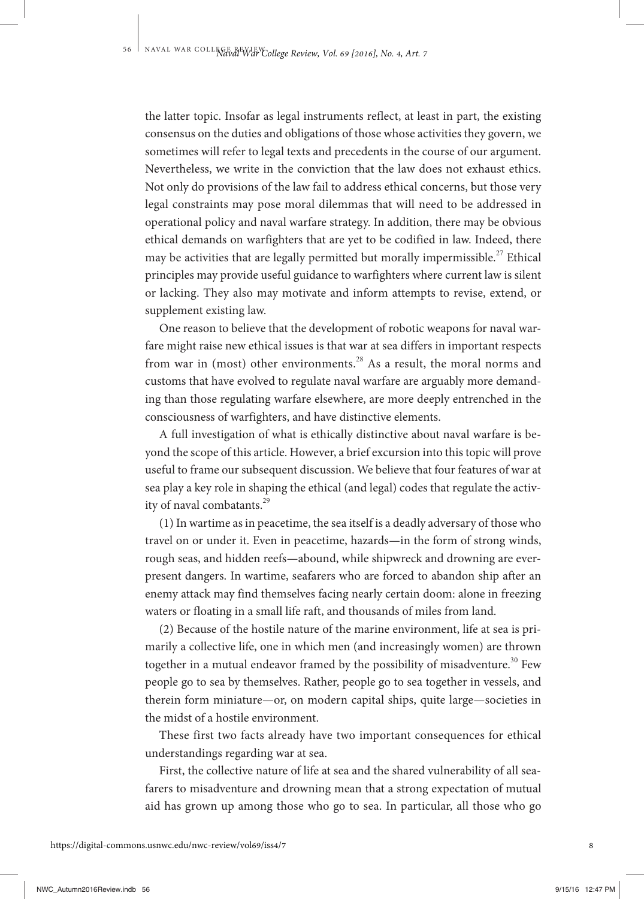the latter topic. Insofar as legal instruments reflect, at least in part, the existing consensus on the duties and obligations of those whose activities they govern, we sometimes will refer to legal texts and precedents in the course of our argument. Nevertheless, we write in the conviction that the law does not exhaust ethics. Not only do provisions of the law fail to address ethical concerns, but those very legal constraints may pose moral dilemmas that will need to be addressed in operational policy and naval warfare strategy. In addition, there may be obvious ethical demands on warfighters that are yet to be codified in law. Indeed, there may be activities that are legally permitted but morally impermissible.[27] Ethical principles may provide useful guidance to warfighters where current law is silent or lacking. They also may motivate and inform attempts to revise, extend, or supplement existing law.

One reason to believe that the development of robotic weapons for naval warfare might raise new ethical issues is that war at sea differs in important respects from war in (most) other environments.[28] As a result, the moral norms and customs that have evolved to regulate naval warfare are arguably more demanding than those regulating warfare elsewhere, are more deeply entrenched in the consciousness of warfighters, and have distinctive elements.

A full investigation of what is ethically distinctive about naval warfare is beyond the scope of this article. However, a brief excursion into this topic will prove useful to frame our subsequent discussion. We believe that four features of war at sea play a key role in shaping the ethical (and legal) codes that regulate the activity of naval combatants.[29]

(1) In wartime as in peacetime, the sea itself is a deadly adversary of those who travel on or under it. Even in peacetime, hazards—in the form of strong winds, rough seas, and hidden reefs—abound, while shipwreck and drowning are ever-present dangers. In wartime, seafarers who are forced to abandon ship after an enemy attack may find themselves facing nearly certain doom: alone in freezing waters or floating in a small life raft, and thousands of miles from land.

(2) Because of the hostile nature of the marine environment, life at sea is primarily a collective life, one in which men (and increasingly women) are thrown together in a mutual endeavor framed by the possibility of misadventure.[30] Few people go to sea by themselves. Rather, people go to sea together in vessels, and therein form miniature—or, on modern capital ships, quite large—societies in the midst of a hostile environment.

These first two facts already have two important consequences for ethical understandings regarding war at sea.

First, the collective nature of life at sea and the shared vulnerability of all seafarers to misadventure and drowning mean that a strong expectation of mutual aid has grown up among those who go to sea. In particular, all those who go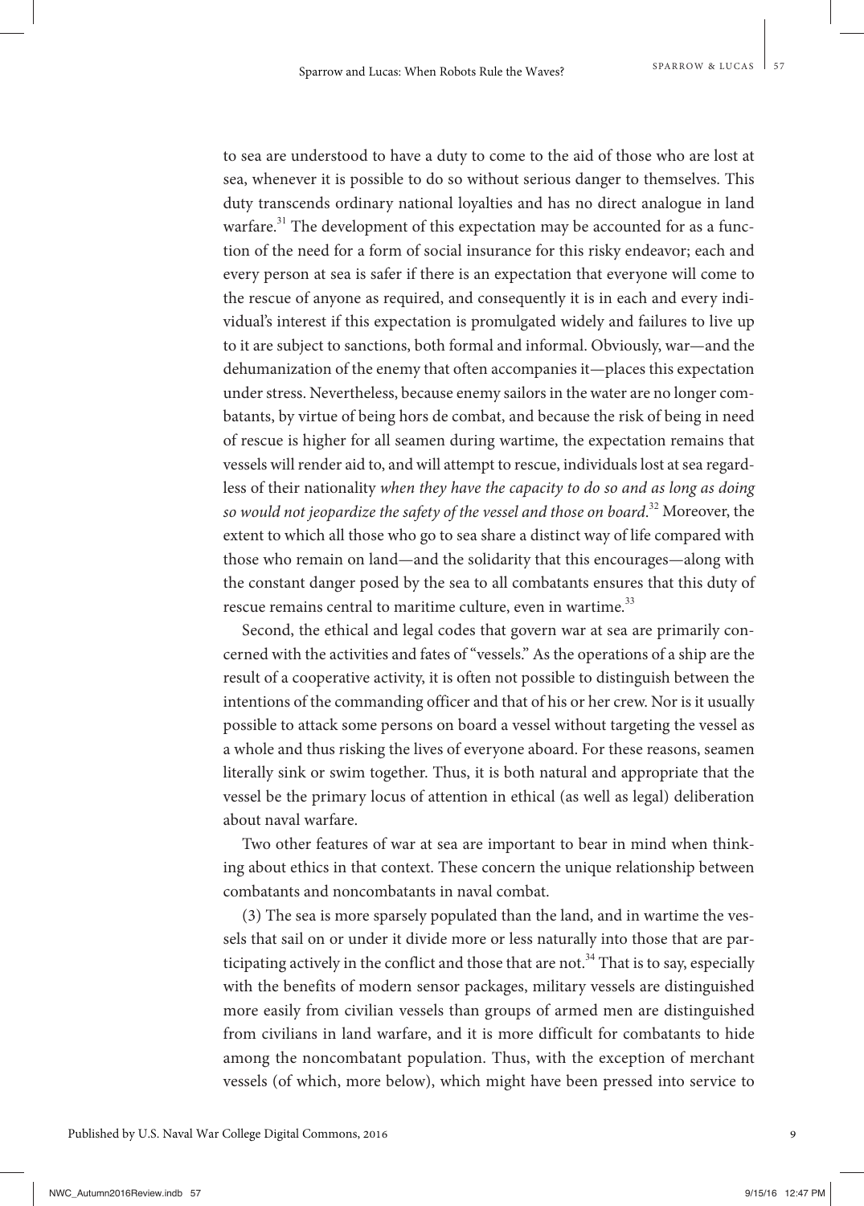to sea are understood to have a duty to come to the aid of those who are lost at sea, whenever it is possible to do so without serious danger to themselves. This duty transcends ordinary national loyalties and has no direct analogue in land warfare.[31] The development of this expectation may be accounted for as a function of the need for a form of social insurance for this risky endeavor; each and every person at sea is safer if there is an expectation that everyone will come to the rescue of anyone as required, and consequently it is in each and every individual's interest if this expectation is promulgated widely and failures to live up to it are subject to sanctions, both formal and informal. Obviously, war—and the dehumanization of the enemy that often accompanies it—places this expectation under stress. Nevertheless, because enemy sailors in the water are no longer combatants, by virtue of being hors de combat, and because the risk of being in need of rescue is higher for all seamen during wartime, the expectation remains that vessels will render aid to, and will attempt to rescue, individuals lost at sea regardless of their nationality *when they have the capacity to do so and as long as doing so would not jeopardize the safety of the vessel and those on board*.[32] Moreover, the extent to which all those who go to sea share a distinct way of life compared with those who remain on land—and the solidarity that this encourages—along with the constant danger posed by the sea to all combatants ensures that this duty of rescue remains central to maritime culture, even in wartime.[33]

Second, the ethical and legal codes that govern war at sea are primarily concerned with the activities and fates of "vessels." As the operations of a ship are the result of a cooperative activity, it is often not possible to distinguish between the intentions of the commanding officer and that of his or her crew. Nor is it usually possible to attack some persons on board a vessel without targeting the vessel as a whole and thus risking the lives of everyone aboard. For these reasons, seamen literally sink or swim together. Thus, it is both natural and appropriate that the vessel be the primary locus of attention in ethical (as well as legal) deliberation about naval warfare.

Two other features of war at sea are important to bear in mind when thinking about ethics in that context. These concern the unique relationship between combatants and noncombatants in naval combat.

(3) The sea is more sparsely populated than the land, and in wartime the vessels that sail on or under it divide more or less naturally into those that are participating actively in the conflict and those that are not.[34] That is to say, especially with the benefits of modern sensor packages, military vessels are distinguished more easily from civilian vessels than groups of armed men are distinguished from civilians in land warfare, and it is more difficult for combatants to hide among the noncombatant population. Thus, with the exception of merchant vessels (of which, more below), which might have been pressed into service to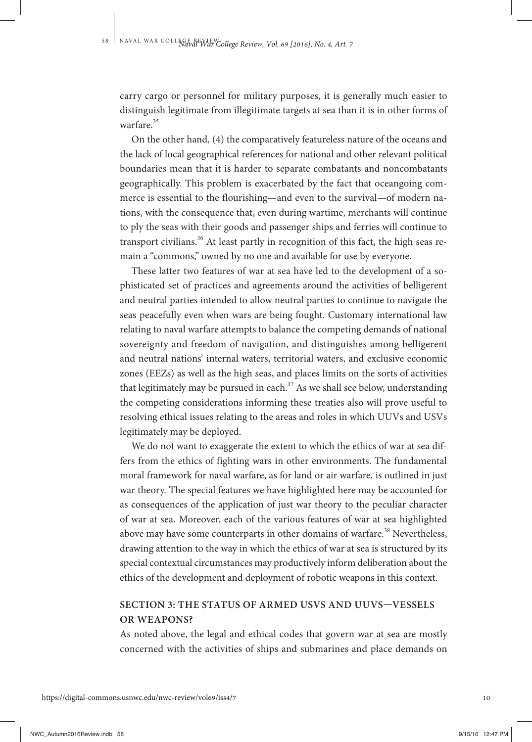carry cargo or personnel for military purposes, it is generally much easier to distinguish legitimate from illegitimate targets at sea than it is in other forms of warfare.[35]

On the other hand, (4) the comparatively featureless nature of the oceans and the lack of local geographical references for national and other relevant political boundaries mean that it is harder to separate combatants and noncombatants geographically. This problem is exacerbated by the fact that oceangoing commerce is essential to the flourishing—and even to the survival—of modern nations, with the consequence that, even during wartime, merchants will continue to ply the seas with their goods and passenger ships and ferries will continue to transport civilians.[36] At least partly in recognition of this fact, the high seas remain a "commons," owned by no one and available for use by everyone.

These latter two features of war at sea have led to the development of a sophisticated set of practices and agreements around the activities of belligerent and neutral parties intended to allow neutral parties to continue to navigate the seas peacefully even when wars are being fought. Customary international law relating to naval warfare attempts to balance the competing demands of national sovereignty and freedom of navigation, and distinguishes among belligerent and neutral nations' internal waters, territorial waters, and exclusive economic zones (EEZs) as well as the high seas, and places limits on the sorts of activities that legitimately may be pursued in each.[37] As we shall see below, understanding the competing considerations informing these treaties also will prove useful to resolving ethical issues relating to the areas and roles in which UUVs and USVs legitimately may be deployed.

We do not want to exaggerate the extent to which the ethics of war at sea differs from the ethics of fighting wars in other environments. The fundamental moral framework for naval warfare, as for land or air warfare, is outlined in just war theory. The special features we have highlighted here may be accounted for as consequences of the application of just war theory to the peculiar character of war at sea. Moreover, each of the various features of war at sea highlighted above may have some counterparts in other domains of warfare.[38] Nevertheless, drawing attention to the way in which the ethics of war at sea is structured by its special contextual circumstances may productively inform deliberation about the ethics of the development and deployment of robotic weapons in this context.

## SECTION 3: THE STATUS OF ARMED USVS AND UUVS—VESSELS OR WEAPONS?

As noted above, the legal and ethical codes that govern war at sea are mostly concerned with the activities of ships and submarines and place demands on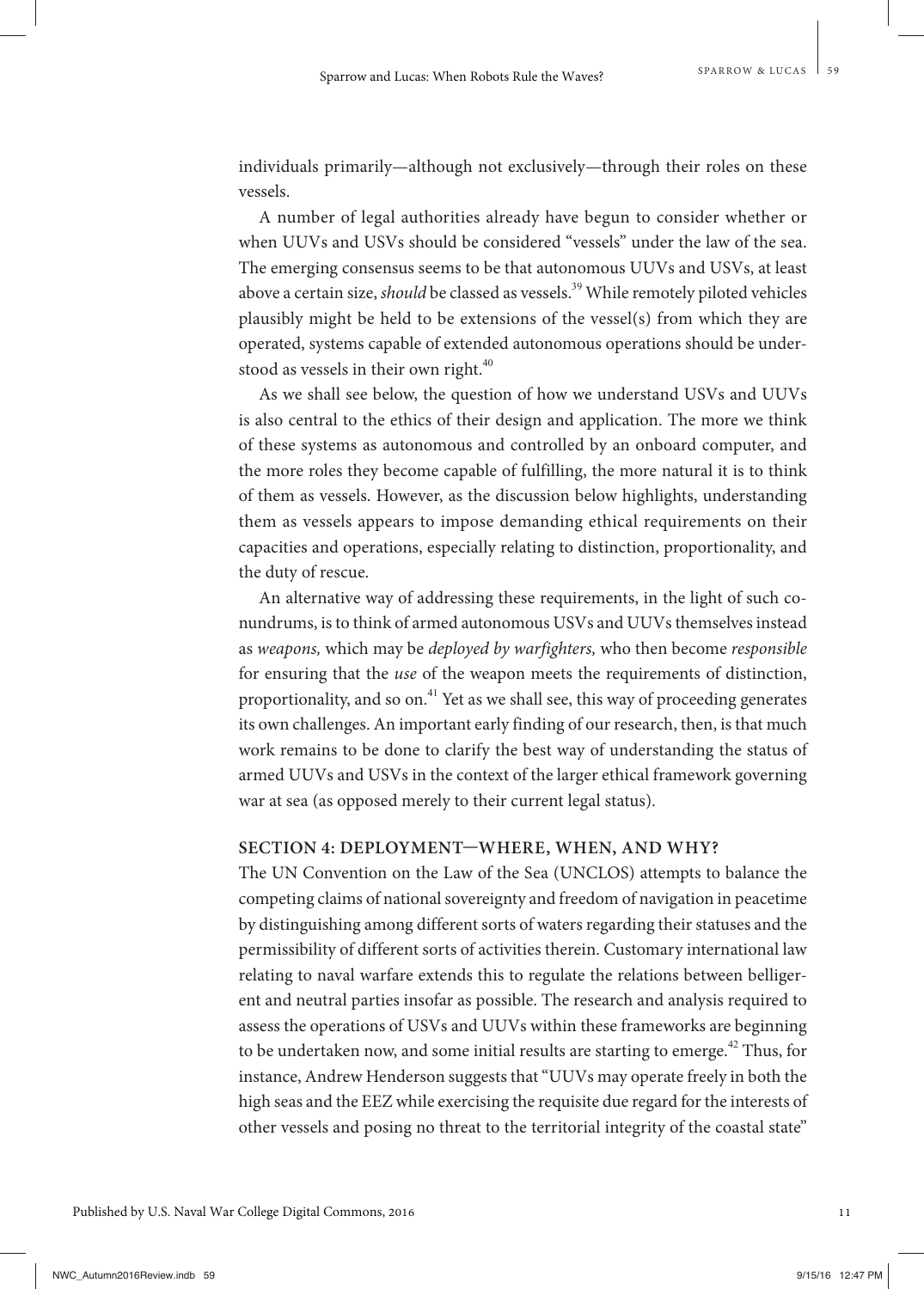individuals primarily—although not exclusively—through their roles on these vessels.

A number of legal authorities already have begun to consider whether or when UUVs and USVs should be considered "vessels" under the law of the sea. The emerging consensus seems to be that autonomous UUVs and USVs, at least above a certain size, *should* be classed as vessels.[39] While remotely piloted vehicles plausibly might be held to be extensions of the vessel(s) from which they are operated, systems capable of extended autonomous operations should be understood as vessels in their own right.[40]

As we shall see below, the question of how we understand USVs and UUVs is also central to the ethics of their design and application. The more we think of these systems as autonomous and controlled by an onboard computer, and the more roles they become capable of fulfilling, the more natural it is to think of them as vessels. However, as the discussion below highlights, understanding them as vessels appears to impose demanding ethical requirements on their capacities and operations, especially relating to distinction, proportionality, and the duty of rescue.

An alternative way of addressing these requirements, in the light of such conundrums, is to think of armed autonomous USVs and UUVs themselves instead as *weapons,* which may be *deployed by warfighters,* who then become *responsible* for ensuring that the *use* of the weapon meets the requirements of distinction, proportionality, and so on.[41] Yet as we shall see, this way of proceeding generates its own challenges. An important early finding of our research, then, is that much work remains to be done to clarify the best way of understanding the status of armed UUVs and USVs in the context of the larger ethical framework governing war at sea (as opposed merely to their current legal status).

## SECTION 4: DEPLOYMENT—WHERE, WHEN, AND WHY?

The UN Convention on the Law of the Sea (UNCLOS) attempts to balance the competing claims of national sovereignty and freedom of navigation in peacetime by distinguishing among different sorts of waters regarding their statuses and the permissibility of different sorts of activities therein. Customary international law relating to naval warfare extends this to regulate the relations between belligerent and neutral parties insofar as possible. The research and analysis required to assess the operations of USVs and UUVs within these frameworks are beginning to be undertaken now, and some initial results are starting to emerge.[42] Thus, for instance, Andrew Henderson suggests that "UUVs may operate freely in both the high seas and the EEZ while exercising the requisite due regard for the interests of other vessels and posing no threat to the territorial integrity of the coastal state"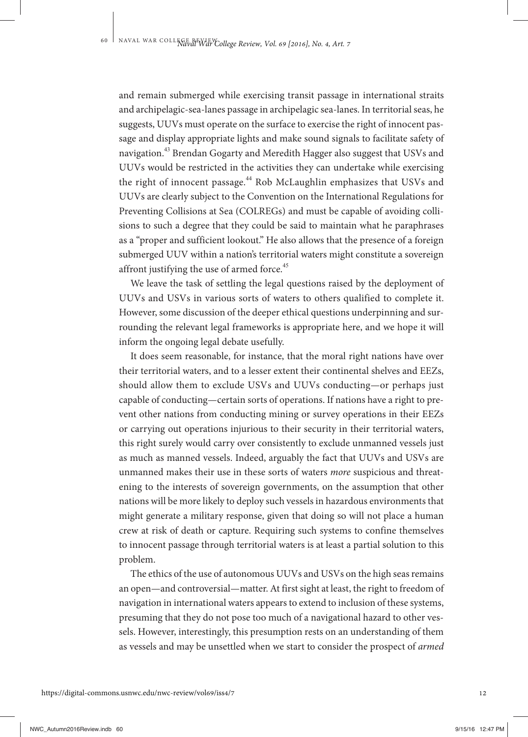and remain submerged while exercising transit passage in international straits and archipelagic-sea-lanes passage in archipelagic sea-lanes. In territorial seas, he suggests, UUVs must operate on the surface to exercise the right of innocent passage and display appropriate lights and make sound signals to facilitate safety of navigation.[43] Brendan Gogarty and Meredith Hagger also suggest that USVs and UUVs would be restricted in the activities they can undertake while exercising the right of innocent passage.[44] Rob McLaughlin emphasizes that USVs and UUVs are clearly subject to the Convention on the International Regulations for Preventing Collisions at Sea (COLREGs) and must be capable of avoiding collisions to such a degree that they could be said to maintain what he paraphrases as a "proper and sufficient lookout." He also allows that the presence of a foreign submerged UUV within a nation's territorial waters might constitute a sovereign affront justifying the use of armed force.[45]

We leave the task of settling the legal questions raised by the deployment of UUVs and USVs in various sorts of waters to others qualified to complete it. However, some discussion of the deeper ethical questions underpinning and surrounding the relevant legal frameworks is appropriate here, and we hope it will inform the ongoing legal debate usefully.

It does seem reasonable, for instance, that the moral right nations have over their territorial waters, and to a lesser extent their continental shelves and EEZs, should allow them to exclude USVs and UUVs conducting—or perhaps just capable of conducting—certain sorts of operations. If nations have a right to prevent other nations from conducting mining or survey operations in their EEZs or carrying out operations injurious to their security in their territorial waters, this right surely would carry over consistently to exclude unmanned vessels just as much as manned vessels. Indeed, arguably the fact that UUVs and USVs are unmanned makes their use in these sorts of waters *more* suspicious and threatening to the interests of sovereign governments, on the assumption that other nations will be more likely to deploy such vessels in hazardous environments that might generate a military response, given that doing so will not place a human crew at risk of death or capture. Requiring such systems to confine themselves to innocent passage through territorial waters is at least a partial solution to this problem.

The ethics of the use of autonomous UUVs and USVs on the high seas remains an open—and controversial—matter. At first sight at least, the right to freedom of navigation in international waters appears to extend to inclusion of these systems, presuming that they do not pose too much of a navigational hazard to other vessels. However, interestingly, this presumption rests on an understanding of them as vessels and may be unsettled when we start to consider the prospect of *armed*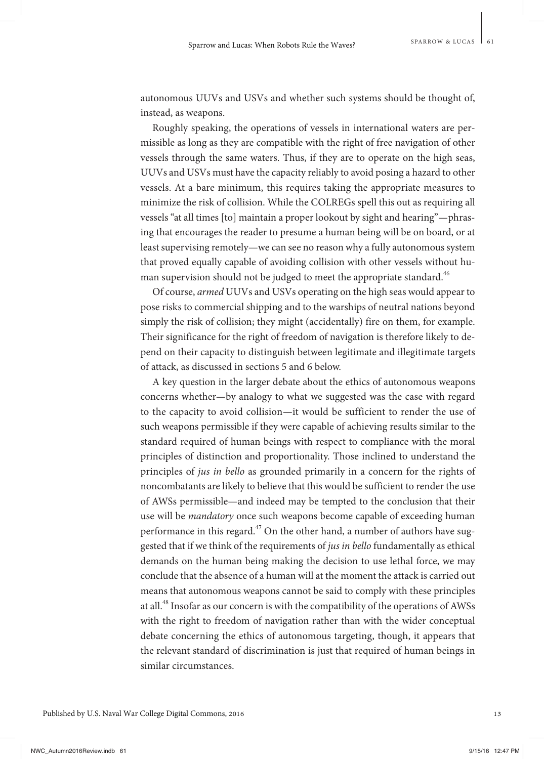autonomous UUVs and USVs and whether such systems should be thought of, instead, as weapons.

Roughly speaking, the operations of vessels in international waters are permissible as long as they are compatible with the right of free navigation of other vessels through the same waters. Thus, if they are to operate on the high seas, UUVs and USVs must have the capacity reliably to avoid posing a hazard to other vessels. At a bare minimum, this requires taking the appropriate measures to minimize the risk of collision. While the COLREGs spell this out as requiring all vessels "at all times [to] maintain a proper lookout by sight and hearing"—phrasing that encourages the reader to presume a human being will be on board, or at least supervising remotely—we can see no reason why a fully autonomous system that proved equally capable of avoiding collision with other vessels without human supervision should not be judged to meet the appropriate standard.[46]

Of course, *armed* UUVs and USVs operating on the high seas would appear to pose risks to commercial shipping and to the warships of neutral nations beyond simply the risk of collision; they might (accidentally) fire on them, for example. Their significance for the right of freedom of navigation is therefore likely to depend on their capacity to distinguish between legitimate and illegitimate targets of attack, as discussed in sections 5 and 6 below.

A key question in the larger debate about the ethics of autonomous weapons concerns whether—by analogy to what we suggested was the case with regard to the capacity to avoid collision—it would be sufficient to render the use of such weapons permissible if they were capable of achieving results similar to the standard required of human beings with respect to compliance with the moral principles of distinction and proportionality. Those inclined to understand the principles of *jus in bello* as grounded primarily in a concern for the rights of noncombatants are likely to believe that this would be sufficient to render the use of AWSs permissible—and indeed may be tempted to the conclusion that their use will be *mandatory* once such weapons become capable of exceeding human performance in this regard.[47] On the other hand, a number of authors have suggested that if we think of the requirements of *jus in bello* fundamentally as ethical demands on the human being making the decision to use lethal force, we may conclude that the absence of a human will at the moment the attack is carried out means that autonomous weapons cannot be said to comply with these principles at all.[48] Insofar as our concern is with the compatibility of the operations of AWSs with the right to freedom of navigation rather than with the wider conceptual debate concerning the ethics of autonomous targeting, though, it appears that the relevant standard of discrimination is just that required of human beings in similar circumstances.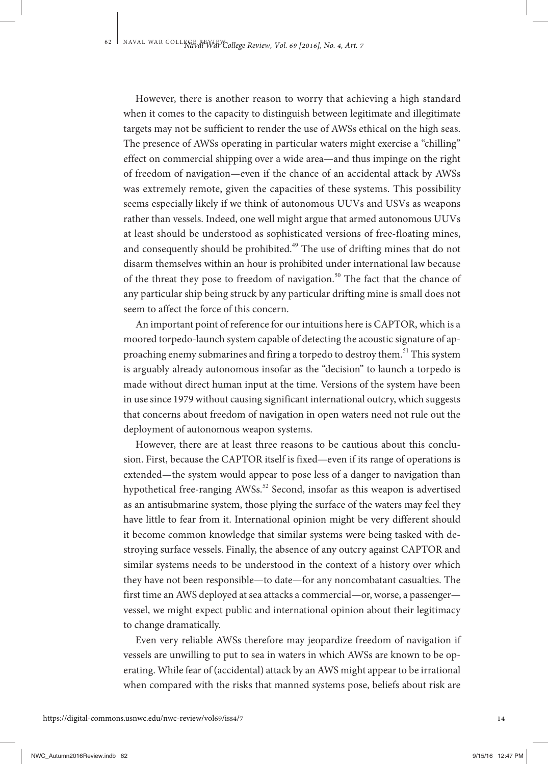However, there is another reason to worry that achieving a high standard when it comes to the capacity to distinguish between legitimate and illegitimate targets may not be sufficient to render the use of AWSs ethical on the high seas. The presence of AWSs operating in particular waters might exercise a "chilling" effect on commercial shipping over a wide area—and thus impinge on the right of freedom of navigation—even if the chance of an accidental attack by AWSs was extremely remote, given the capacities of these systems. This possibility seems especially likely if we think of autonomous UUVs and USVs as weapons rather than vessels. Indeed, one well might argue that armed autonomous UUVs at least should be understood as sophisticated versions of free-floating mines, and consequently should be prohibited.[49] The use of drifting mines that do not disarm themselves within an hour is prohibited under international law because of the threat they pose to freedom of navigation.[50] The fact that the chance of any particular ship being struck by any particular drifting mine is small does not seem to affect the force of this concern.

An important point of reference for our intuitions here is CAPTOR, which is a moored torpedo-launch system capable of detecting the acoustic signature of approaching enemy submarines and firing a torpedo to destroy them.[51] This system is arguably already autonomous insofar as the "decision" to launch a torpedo is made without direct human input at the time. Versions of the system have been in use since 1979 without causing significant international outcry, which suggests that concerns about freedom of navigation in open waters need not rule out the deployment of autonomous weapon systems.

However, there are at least three reasons to be cautious about this conclusion. First, because the CAPTOR itself is fixed—even if its range of operations is extended—the system would appear to pose less of a danger to navigation than hypothetical free-ranging AWSs.[52] Second, insofar as this weapon is advertised as an antisubmarine system, those plying the surface of the waters may feel they have little to fear from it. International opinion might be very different should it become common knowledge that similar systems were being tasked with destroying surface vessels. Finally, the absence of any outcry against CAPTOR and similar systems needs to be understood in the context of a history over which they have not been responsible—to date—for any noncombatant casualties. The first time an AWS deployed at sea attacks a commercial—or, worse, a passenger—vessel, we might expect public and international opinion about their legitimacy to change dramatically.

Even very reliable AWSs therefore may jeopardize freedom of navigation if vessels are unwilling to put to sea in waters in which AWSs are known to be operating. While fear of (accidental) attack by an AWS might appear to be irrational when compared with the risks that manned systems pose, beliefs about risk are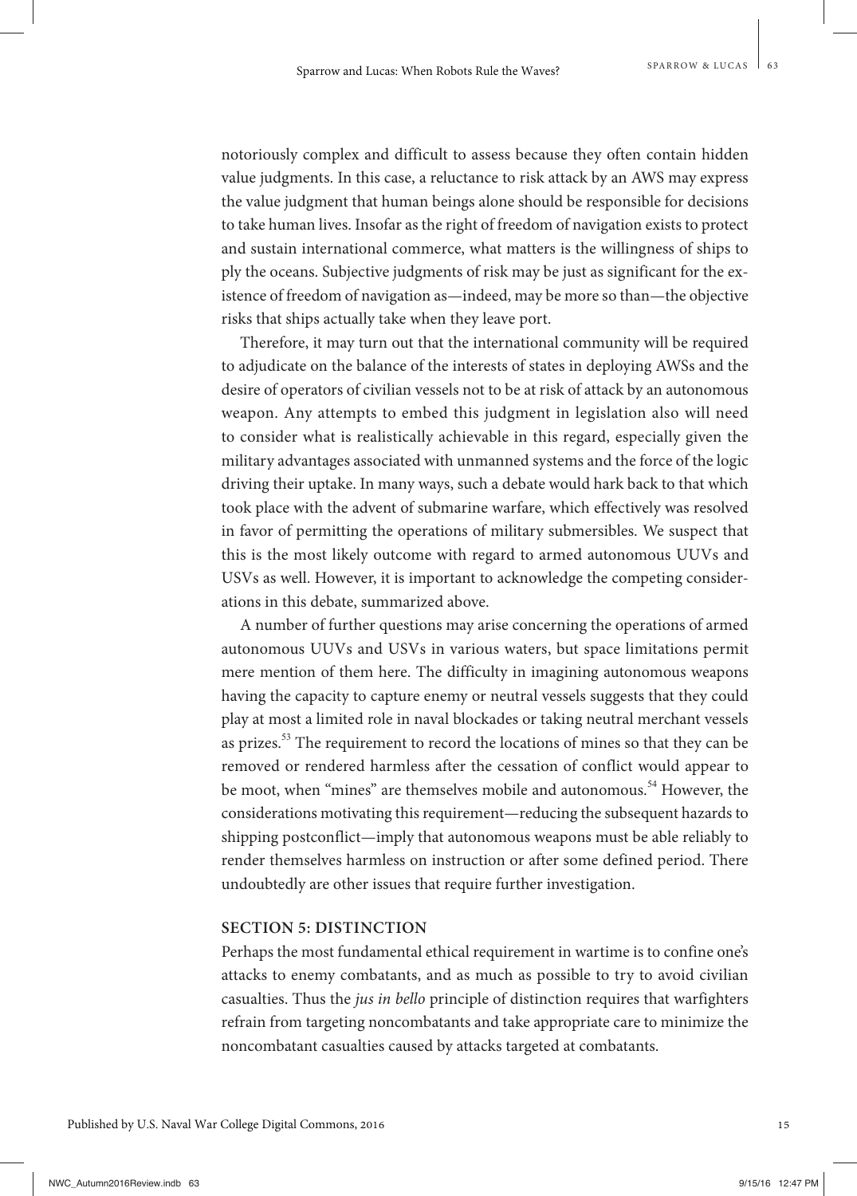notoriously complex and difficult to assess because they often contain hidden value judgments. In this case, a reluctance to risk attack by an AWS may express the value judgment that human beings alone should be responsible for decisions to take human lives. Insofar as the right of freedom of navigation exists to protect and sustain international commerce, what matters is the willingness of ships to ply the oceans. Subjective judgments of risk may be just as significant for the existence of freedom of navigation as—indeed, may be more so than—the objective risks that ships actually take when they leave port.

Therefore, it may turn out that the international community will be required to adjudicate on the balance of the interests of states in deploying AWSs and the desire of operators of civilian vessels not to be at risk of attack by an autonomous weapon. Any attempts to embed this judgment in legislation also will need to consider what is realistically achievable in this regard, especially given the military advantages associated with unmanned systems and the force of the logic driving their uptake. In many ways, such a debate would hark back to that which took place with the advent of submarine warfare, which effectively was resolved in favor of permitting the operations of military submersibles. We suspect that this is the most likely outcome with regard to armed autonomous UUVs and USVs as well. However, it is important to acknowledge the competing considerations in this debate, summarized above.

A number of further questions may arise concerning the operations of armed autonomous UUVs and USVs in various waters, but space limitations permit mere mention of them here. The difficulty in imagining autonomous weapons having the capacity to capture enemy or neutral vessels suggests that they could play at most a limited role in naval blockades or taking neutral merchant vessels as prizes.[53] The requirement to record the locations of mines so that they can be removed or rendered harmless after the cessation of conflict would appear to be moot, when "mines" are themselves mobile and autonomous.[54] However, the considerations motivating this requirement—reducing the subsequent hazards to shipping postconflict—imply that autonomous weapons must be able reliably to render themselves harmless on instruction or after some defined period. There undoubtedly are other issues that require further investigation.

## SECTION 5: DISTINCTION

Perhaps the most fundamental ethical requirement in wartime is to confine one's attacks to enemy combatants, and as much as possible to try to avoid civilian casualties. Thus the *jus in bello* principle of distinction requires that warfighters refrain from targeting noncombatants and take appropriate care to minimize the noncombatant casualties caused by attacks targeted at combatants.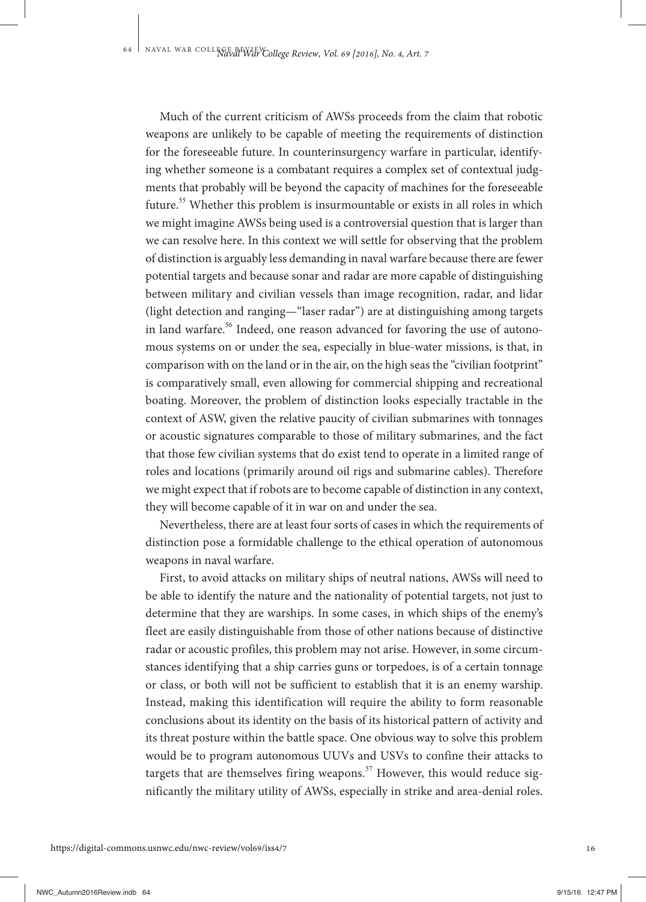Much of the current criticism of AWSs proceeds from the claim that robotic weapons are unlikely to be capable of meeting the requirements of distinction for the foreseeable future. In counterinsurgency warfare in particular, identifying whether someone is a combatant requires a complex set of contextual judgments that probably will be beyond the capacity of machines for the foreseeable future.[55] Whether this problem is insurmountable or exists in all roles in which we might imagine AWSs being used is a controversial question that is larger than we can resolve here. In this context we will settle for observing that the problem of distinction is arguably less demanding in naval warfare because there are fewer potential targets and because sonar and radar are more capable of distinguishing between military and civilian vessels than image recognition, radar, and lidar (light detection and ranging—"laser radar") are at distinguishing among targets in land warfare.[56] Indeed, one reason advanced for favoring the use of autonomous systems on or under the sea, especially in blue-water missions, is that, in comparison with on the land or in the air, on the high seas the "civilian footprint" is comparatively small, even allowing for commercial shipping and recreational boating. Moreover, the problem of distinction looks especially tractable in the context of ASW, given the relative paucity of civilian submarines with tonnages or acoustic signatures comparable to those of military submarines, and the fact that those few civilian systems that do exist tend to operate in a limited range of roles and locations (primarily around oil rigs and submarine cables). Therefore we might expect that if robots are to become capable of distinction in any context, they will become capable of it in war on and under the sea.

Nevertheless, there are at least four sorts of cases in which the requirements of distinction pose a formidable challenge to the ethical operation of autonomous weapons in naval warfare.

First, to avoid attacks on military ships of neutral nations, AWSs will need to be able to identify the nature and the nationality of potential targets, not just to determine that they are warships. In some cases, in which ships of the enemy's fleet are easily distinguishable from those of other nations because of distinctive radar or acoustic profiles, this problem may not arise. However, in some circumstances identifying that a ship carries guns or torpedoes, is of a certain tonnage or class, or both will not be sufficient to establish that it is an enemy warship. Instead, making this identification will require the ability to form reasonable conclusions about its identity on the basis of its historical pattern of activity and its threat posture within the battle space. One obvious way to solve this problem would be to program autonomous UUVs and USVs to confine their attacks to targets that are themselves firing weapons.[57] However, this would reduce significantly the military utility of AWSs, especially in strike and area-denial roles.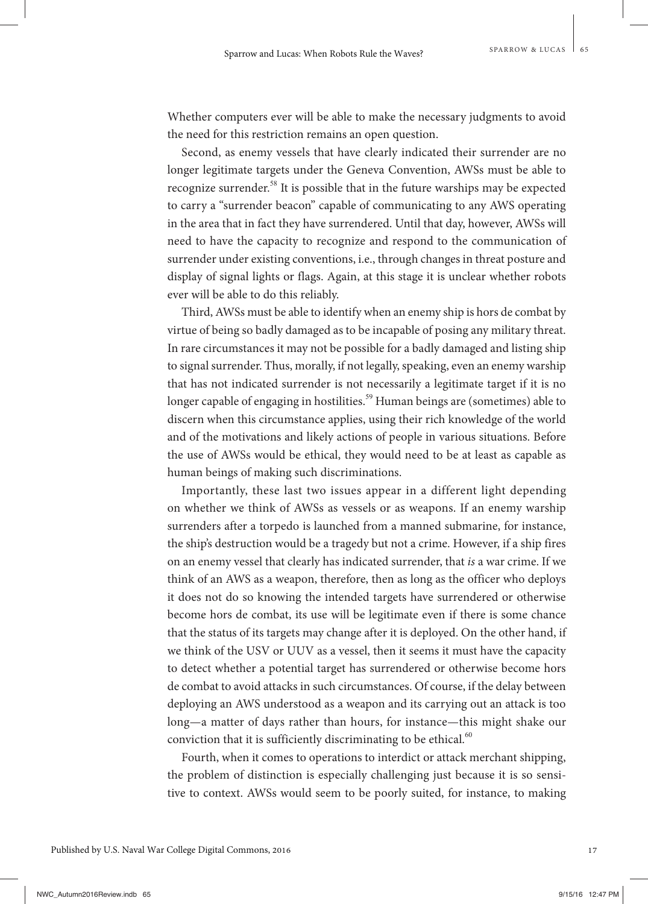Whether computers ever will be able to make the necessary judgments to avoid the need for this restriction remains an open question.

Second, as enemy vessels that have clearly indicated their surrender are no longer legitimate targets under the Geneva Convention, AWSs must be able to recognize surrender.[58] It is possible that in the future warships may be expected to carry a "surrender beacon" capable of communicating to any AWS operating in the area that in fact they have surrendered. Until that day, however, AWSs will need to have the capacity to recognize and respond to the communication of surrender under existing conventions, i.e., through changes in threat posture and display of signal lights or flags. Again, at this stage it is unclear whether robots ever will be able to do this reliably.

Third, AWSs must be able to identify when an enemy ship is hors de combat by virtue of being so badly damaged as to be incapable of posing any military threat. In rare circumstances it may not be possible for a badly damaged and listing ship to signal surrender. Thus, morally, if not legally, speaking, even an enemy warship that has not indicated surrender is not necessarily a legitimate target if it is no longer capable of engaging in hostilities.[59] Human beings are (sometimes) able to discern when this circumstance applies, using their rich knowledge of the world and of the motivations and likely actions of people in various situations. Before the use of AWSs would be ethical, they would need to be at least as capable as human beings of making such discriminations.

Importantly, these last two issues appear in a different light depending on whether we think of AWSs as vessels or as weapons. If an enemy warship surrenders after a torpedo is launched from a manned submarine, for instance, the ship's destruction would be a tragedy but not a crime. However, if a ship fires on an enemy vessel that clearly has indicated surrender, that *is* a war crime. If we think of an AWS as a weapon, therefore, then as long as the officer who deploys it does not do so knowing the intended targets have surrendered or otherwise become hors de combat, its use will be legitimate even if there is some chance that the status of its targets may change after it is deployed. On the other hand, if we think of the USV or UUV as a vessel, then it seems it must have the capacity to detect whether a potential target has surrendered or otherwise become hors de combat to avoid attacks in such circumstances. Of course, if the delay between deploying an AWS understood as a weapon and its carrying out an attack is too long—a matter of days rather than hours, for instance—this might shake our conviction that it is sufficiently discriminating to be ethical.[60]

Fourth, when it comes to operations to interdict or attack merchant shipping, the problem of distinction is especially challenging just because it is so sensitive to context. AWSs would seem to be poorly suited, for instance, to making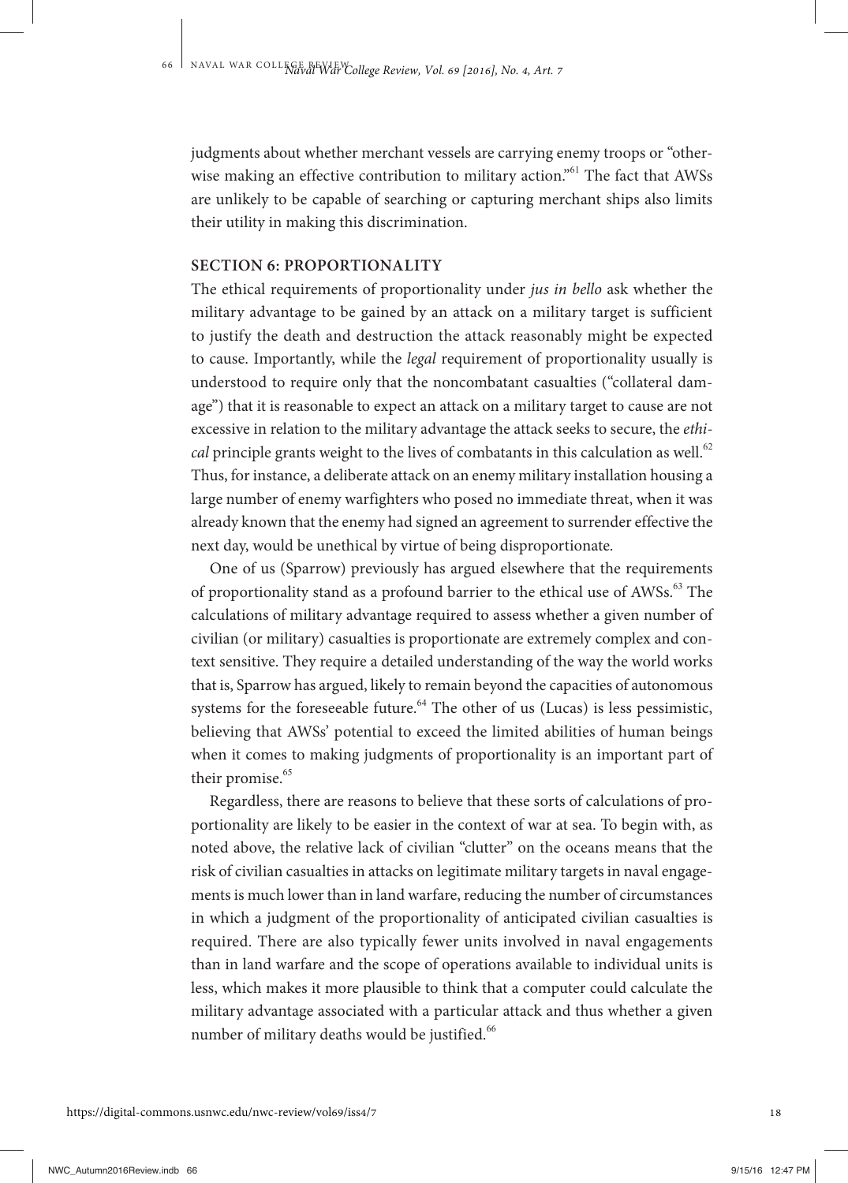judgments about whether merchant vessels are carrying enemy troops or "otherwise making an effective contribution to military action."[61] The fact that AWSs are unlikely to be capable of searching or capturing merchant ships also limits their utility in making this discrimination.

## SECTION 6: PROPORTIONALITY

The ethical requirements of proportionality under *jus in bello* ask whether the military advantage to be gained by an attack on a military target is sufficient to justify the death and destruction the attack reasonably might be expected to cause. Importantly, while the *legal* requirement of proportionality usually is understood to require only that the noncombatant casualties ("collateral damage") that it is reasonable to expect an attack on a military target to cause are not excessive in relation to the military advantage the attack seeks to secure, the *ethical* principle grants weight to the lives of combatants in this calculation as well.[62] Thus, for instance, a deliberate attack on an enemy military installation housing a large number of enemy warfighters who posed no immediate threat, when it was already known that the enemy had signed an agreement to surrender effective the next day, would be unethical by virtue of being disproportionate.

One of us (Sparrow) previously has argued elsewhere that the requirements of proportionality stand as a profound barrier to the ethical use of AWSs.[63] The calculations of military advantage required to assess whether a given number of civilian (or military) casualties is proportionate are extremely complex and context sensitive. They require a detailed understanding of the way the world works that is, Sparrow has argued, likely to remain beyond the capacities of autonomous systems for the foreseeable future.[64] The other of us (Lucas) is less pessimistic, believing that AWSs' potential to exceed the limited abilities of human beings when it comes to making judgments of proportionality is an important part of their promise.[65]

Regardless, there are reasons to believe that these sorts of calculations of proportionality are likely to be easier in the context of war at sea. To begin with, as noted above, the relative lack of civilian "clutter" on the oceans means that the risk of civilian casualties in attacks on legitimate military targets in naval engagements is much lower than in land warfare, reducing the number of circumstances in which a judgment of the proportionality of anticipated civilian casualties is required. There are also typically fewer units involved in naval engagements than in land warfare and the scope of operations available to individual units is less, which makes it more plausible to think that a computer could calculate the military advantage associated with a particular attack and thus whether a given number of military deaths would be justified.[66]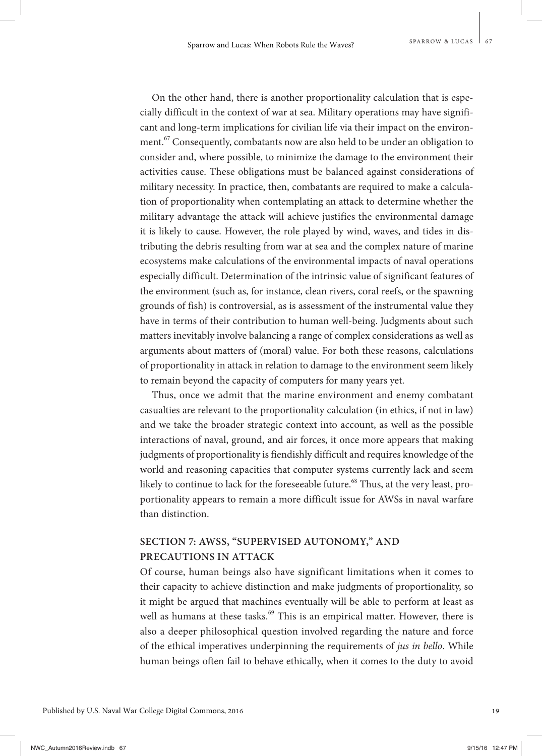On the other hand, there is another proportionality calculation that is especially difficult in the context of war at sea. Military operations may have significant and long-term implications for civilian life via their impact on the environment.[67] Consequently, combatants now are also held to be under an obligation to consider and, where possible, to minimize the damage to the environment their activities cause. These obligations must be balanced against considerations of military necessity. In practice, then, combatants are required to make a calculation of proportionality when contemplating an attack to determine whether the military advantage the attack will achieve justifies the environmental damage it is likely to cause. However, the role played by wind, waves, and tides in distributing the debris resulting from war at sea and the complex nature of marine ecosystems make calculations of the environmental impacts of naval operations especially difficult. Determination of the intrinsic value of significant features of the environment (such as, for instance, clean rivers, coral reefs, or the spawning grounds of fish) is controversial, as is assessment of the instrumental value they have in terms of their contribution to human well-being. Judgments about such matters inevitably involve balancing a range of complex considerations as well as arguments about matters of (moral) value. For both these reasons, calculations of proportionality in attack in relation to damage to the environment seem likely to remain beyond the capacity of computers for many years yet.

Thus, once we admit that the marine environment and enemy combatant casualties are relevant to the proportionality calculation (in ethics, if not in law) and we take the broader strategic context into account, as well as the possible interactions of naval, ground, and air forces, it once more appears that making judgments of proportionality is fiendishly difficult and requires knowledge of the world and reasoning capacities that computer systems currently lack and seem likely to continue to lack for the foreseeable future.[68] Thus, at the very least, proportionality appears to remain a more difficult issue for AWSs in naval warfare than distinction.

## SECTION 7: AWSS, "SUPERVISED AUTONOMY," AND PRECAUTIONS IN ATTACK

Of course, human beings also have significant limitations when it comes to their capacity to achieve distinction and make judgments of proportionality, so it might be argued that machines eventually will be able to perform at least as well as humans at these tasks.[69] This is an empirical matter. However, there is also a deeper philosophical question involved regarding the nature and force of the ethical imperatives underpinning the requirements of *jus in bello*. While human beings often fail to behave ethically, when it comes to the duty to avoid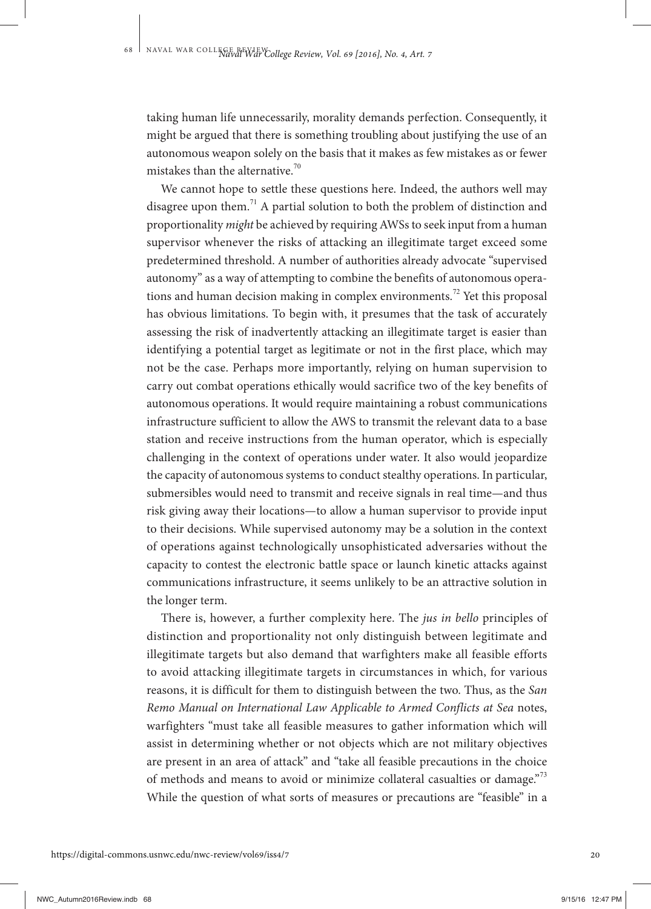taking human life unnecessarily, morality demands perfection. Consequently, it might be argued that there is something troubling about justifying the use of an autonomous weapon solely on the basis that it makes as few mistakes as or fewer mistakes than the alternative.[70]

We cannot hope to settle these questions here. Indeed, the authors well may disagree upon them.[71] A partial solution to both the problem of distinction and proportionality *might* be achieved by requiring AWSs to seek input from a human supervisor whenever the risks of attacking an illegitimate target exceed some predetermined threshold. A number of authorities already advocate "supervised autonomy" as a way of attempting to combine the benefits of autonomous operations and human decision making in complex environments.[72] Yet this proposal has obvious limitations. To begin with, it presumes that the task of accurately assessing the risk of inadvertently attacking an illegitimate target is easier than identifying a potential target as legitimate or not in the first place, which may not be the case. Perhaps more importantly, relying on human supervision to carry out combat operations ethically would sacrifice two of the key benefits of autonomous operations. It would require maintaining a robust communications infrastructure sufficient to allow the AWS to transmit the relevant data to a base station and receive instructions from the human operator, which is especially challenging in the context of operations under water. It also would jeopardize the capacity of autonomous systems to conduct stealthy operations. In particular, submersibles would need to transmit and receive signals in real time—and thus risk giving away their locations—to allow a human supervisor to provide input to their decisions. While supervised autonomy may be a solution in the context of operations against technologically unsophisticated adversaries without the capacity to contest the electronic battle space or launch kinetic attacks against communications infrastructure, it seems unlikely to be an attractive solution in the longer term.

There is, however, a further complexity here. The *jus in bello* principles of distinction and proportionality not only distinguish between legitimate and illegitimate targets but also demand that warfighters make all feasible efforts to avoid attacking illegitimate targets in circumstances in which, for various reasons, it is difficult for them to distinguish between the two. Thus, as the *San Remo Manual on International Law Applicable to Armed Conflicts at Sea* notes, warfighters "must take all feasible measures to gather information which will assist in determining whether or not objects which are not military objectives are present in an area of attack" and "take all feasible precautions in the choice of methods and means to avoid or minimize collateral casualties or damage."[73] While the question of what sorts of measures or precautions are "feasible" in a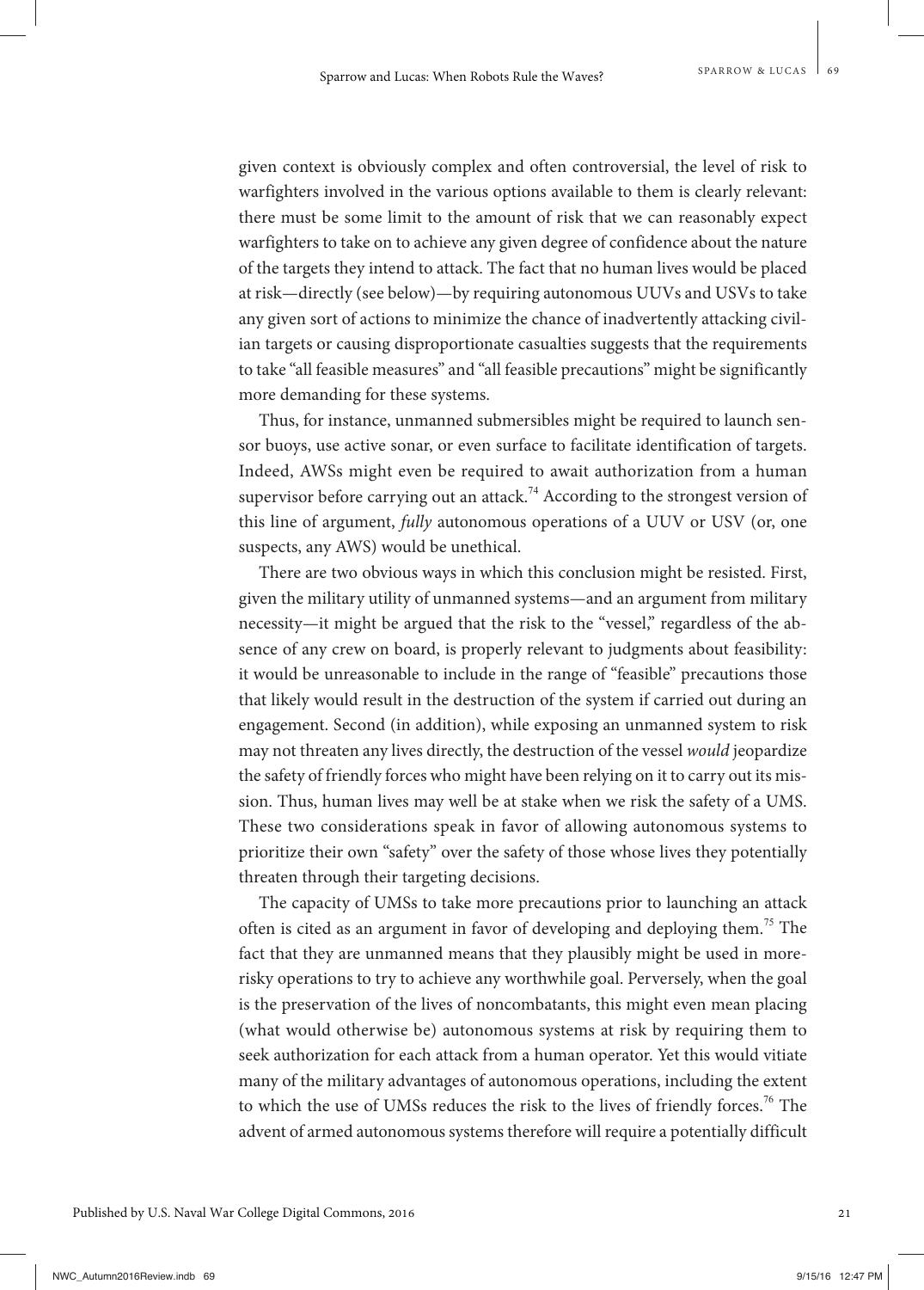given context is obviously complex and often controversial, the level of risk to warfighters involved in the various options available to them is clearly relevant: there must be some limit to the amount of risk that we can reasonably expect warfighters to take on to achieve any given degree of confidence about the nature of the targets they intend to attack. The fact that no human lives would be placed at risk—directly (see below)—by requiring autonomous UUVs and USVs to take any given sort of actions to minimize the chance of inadvertently attacking civilian targets or causing disproportionate casualties suggests that the requirements to take "all feasible measures" and "all feasible precautions" might be significantly more demanding for these systems.

Thus, for instance, unmanned submersibles might be required to launch sensor buoys, use active sonar, or even surface to facilitate identification of targets. Indeed, AWSs might even be required to await authorization from a human supervisor before carrying out an attack.[74] According to the strongest version of this line of argument, *fully* autonomous operations of a UUV or USV (or, one suspects, any AWS) would be unethical.

There are two obvious ways in which this conclusion might be resisted. First, given the military utility of unmanned systems—and an argument from military necessity—it might be argued that the risk to the "vessel," regardless of the absence of any crew on board, is properly relevant to judgments about feasibility: it would be unreasonable to include in the range of "feasible" precautions those that likely would result in the destruction of the system if carried out during an engagement. Second (in addition), while exposing an unmanned system to risk may not threaten any lives directly, the destruction of the vessel *would* jeopardize the safety of friendly forces who might have been relying on it to carry out its mission. Thus, human lives may well be at stake when we risk the safety of a UMS. These two considerations speak in favor of allowing autonomous systems to prioritize their own "safety" over the safety of those whose lives they potentially threaten through their targeting decisions.

The capacity of UMSs to take more precautions prior to launching an attack often is cited as an argument in favor of developing and deploying them.[75] The fact that they are unmanned means that they plausibly might be used in more-risky operations to try to achieve any worthwhile goal. Perversely, when the goal is the preservation of the lives of noncombatants, this might even mean placing (what would otherwise be) autonomous systems at risk by requiring them to seek authorization for each attack from a human operator. Yet this would vitiate many of the military advantages of autonomous operations, including the extent to which the use of UMSs reduces the risk to the lives of friendly forces.[76] The advent of armed autonomous systems therefore will require a potentially difficult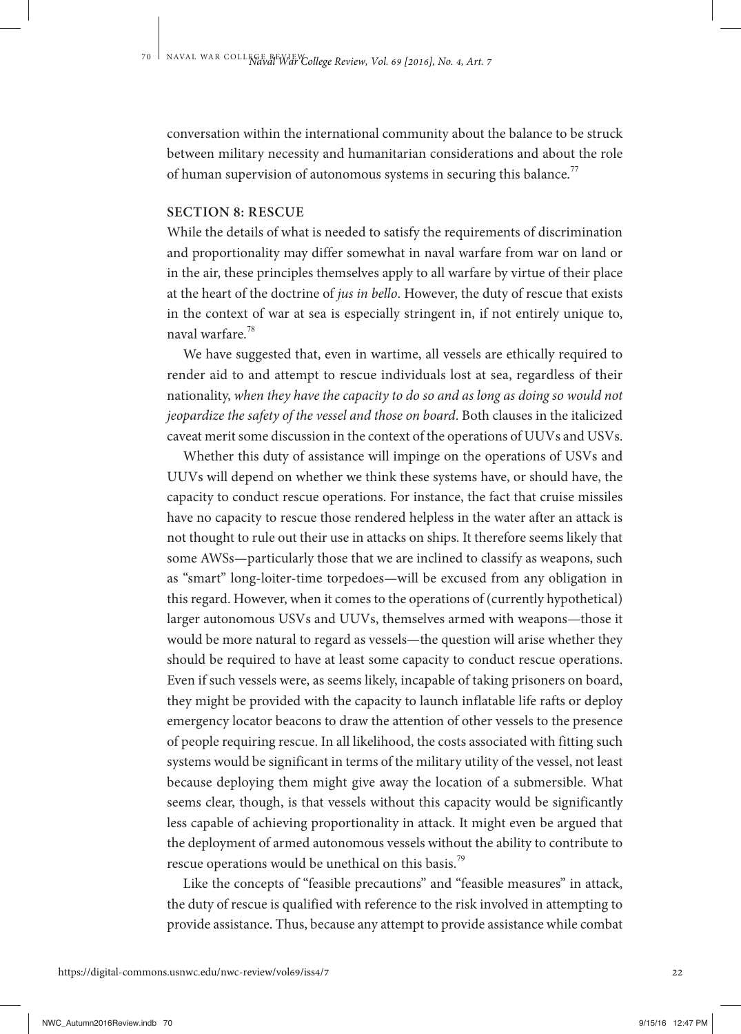conversation within the international community about the balance to be struck between military necessity and humanitarian considerations and about the role of human supervision of autonomous systems in securing this balance.[77]

## SECTION 8: RESCUE

While the details of what is needed to satisfy the requirements of discrimination and proportionality may differ somewhat in naval warfare from war on land or in the air, these principles themselves apply to all warfare by virtue of their place at the heart of the doctrine of *jus in bello*. However, the duty of rescue that exists in the context of war at sea is especially stringent in, if not entirely unique to, naval warfare.[78]

We have suggested that, even in wartime, all vessels are ethically required to render aid to and attempt to rescue individuals lost at sea, regardless of their nationality, *when they have the capacity to do so and as long as doing so would not jeopardize the safety of the vessel and those on board*. Both clauses in the italicized caveat merit some discussion in the context of the operations of UUVs and USVs.

Whether this duty of assistance will impinge on the operations of USVs and UUVs will depend on whether we think these systems have, or should have, the capacity to conduct rescue operations. For instance, the fact that cruise missiles have no capacity to rescue those rendered helpless in the water after an attack is not thought to rule out their use in attacks on ships. It therefore seems likely that some AWSs—particularly those that we are inclined to classify as weapons, such as "smart" long-loiter-time torpedoes—will be excused from any obligation in this regard. However, when it comes to the operations of (currently hypothetical) larger autonomous USVs and UUVs, themselves armed with weapons—those it would be more natural to regard as vessels—the question will arise whether they should be required to have at least some capacity to conduct rescue operations. Even if such vessels were, as seems likely, incapable of taking prisoners on board, they might be provided with the capacity to launch inflatable life rafts or deploy emergency locator beacons to draw the attention of other vessels to the presence of people requiring rescue. In all likelihood, the costs associated with fitting such systems would be significant in terms of the military utility of the vessel, not least because deploying them might give away the location of a submersible. What seems clear, though, is that vessels without this capacity would be significantly less capable of achieving proportionality in attack. It might even be argued that the deployment of armed autonomous vessels without the ability to contribute to rescue operations would be unethical on this basis.[79]

Like the concepts of "feasible precautions" and "feasible measures" in attack, the duty of rescue is qualified with reference to the risk involved in attempting to provide assistance. Thus, because any attempt to provide assistance while combat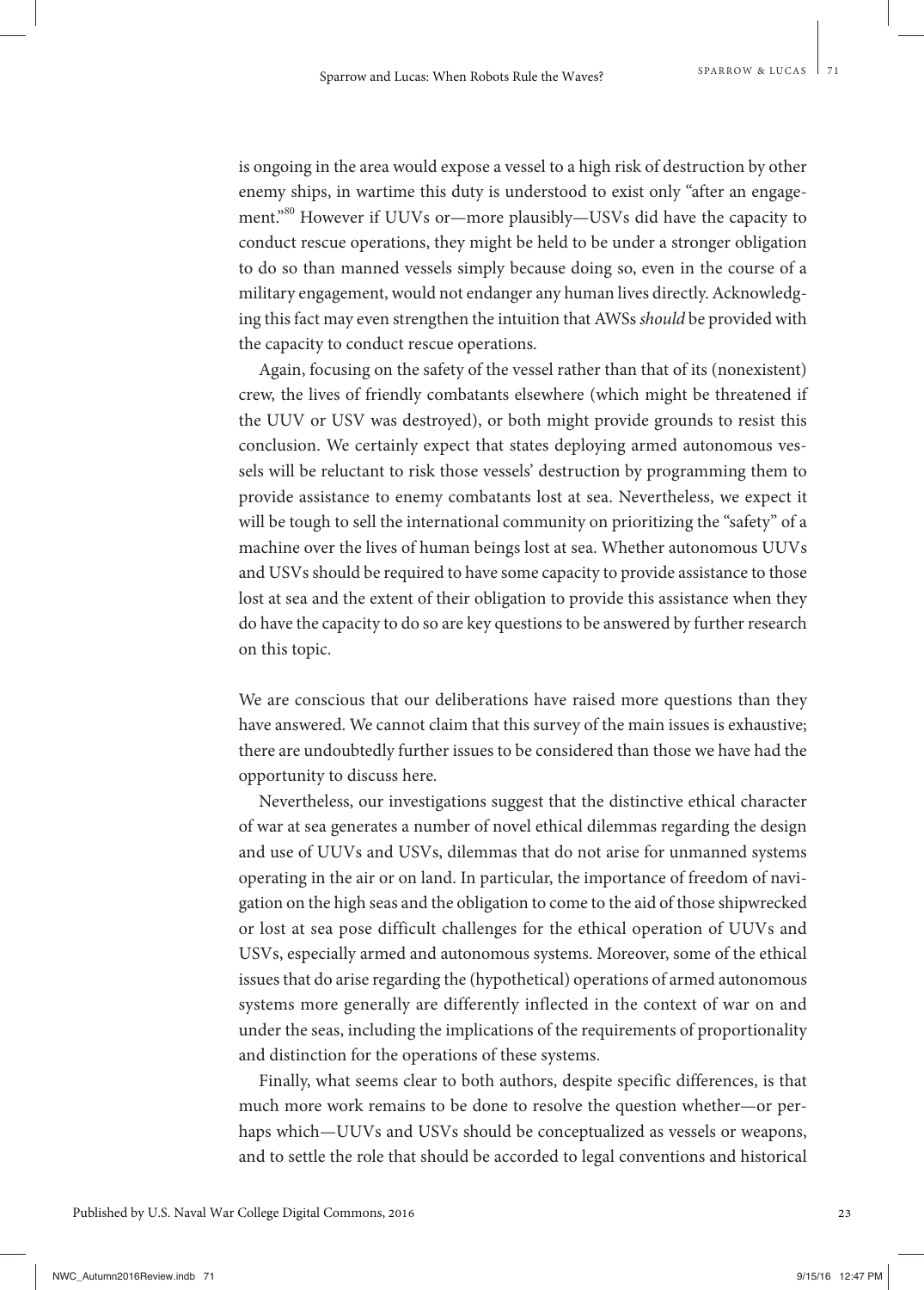is ongoing in the area would expose a vessel to a high risk of destruction by other enemy ships, in wartime this duty is understood to exist only "after an engagement."[80] However if UUVs or—more plausibly—USVs did have the capacity to conduct rescue operations, they might be held to be under a stronger obligation to do so than manned vessels simply because doing so, even in the course of a military engagement, would not endanger any human lives directly. Acknowledging this fact may even strengthen the intuition that AWSs *should* be provided with the capacity to conduct rescue operations.

Again, focusing on the safety of the vessel rather than that of its (nonexistent) crew, the lives of friendly combatants elsewhere (which might be threatened if the UUV or USV was destroyed), or both might provide grounds to resist this conclusion. We certainly expect that states deploying armed autonomous vessels will be reluctant to risk those vessels' destruction by programming them to provide assistance to enemy combatants lost at sea. Nevertheless, we expect it will be tough to sell the international community on prioritizing the "safety" of a machine over the lives of human beings lost at sea. Whether autonomous UUVs and USVs should be required to have some capacity to provide assistance to those lost at sea and the extent of their obligation to provide this assistance when they do have the capacity to do so are key questions to be answered by further research on this topic.

We are conscious that our deliberations have raised more questions than they have answered. We cannot claim that this survey of the main issues is exhaustive; there are undoubtedly further issues to be considered than those we have had the opportunity to discuss here.

Nevertheless, our investigations suggest that the distinctive ethical character of war at sea generates a number of novel ethical dilemmas regarding the design and use of UUVs and USVs, dilemmas that do not arise for unmanned systems operating in the air or on land. In particular, the importance of freedom of navigation on the high seas and the obligation to come to the aid of those shipwrecked or lost at sea pose difficult challenges for the ethical operation of UUVs and USVs, especially armed and autonomous systems. Moreover, some of the ethical issues that do arise regarding the (hypothetical) operations of armed autonomous systems more generally are differently inflected in the context of war on and under the seas, including the implications of the requirements of proportionality and distinction for the operations of these systems.

Finally, what seems clear to both authors, despite specific differences, is that much more work remains to be done to resolve the question whether—or perhaps which—UUVs and USVs should be conceptualized as vessels or weapons, and to settle the role that should be accorded to legal conventions and historical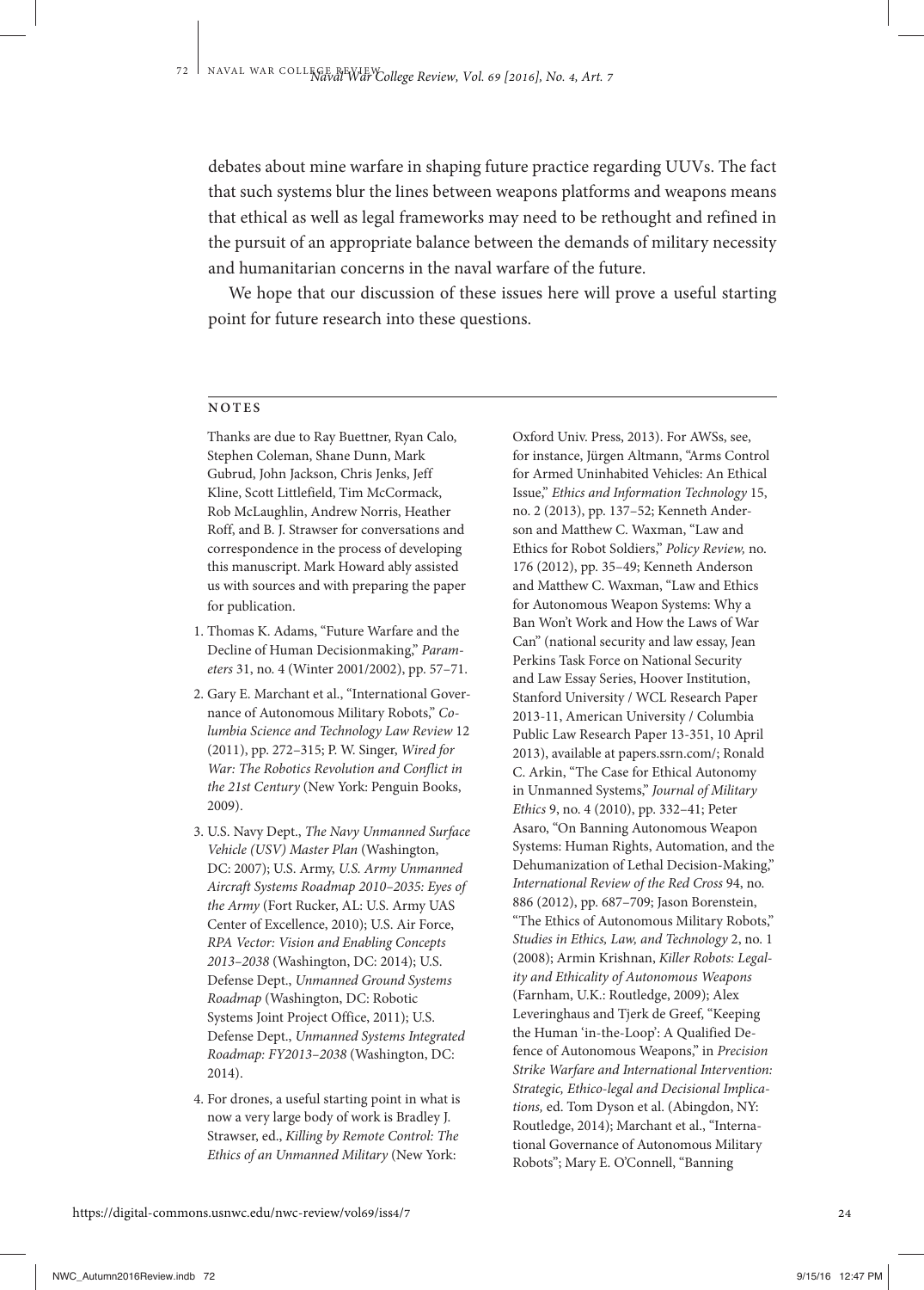debates about mine warfare in shaping future practice regarding UUVs. The fact that such systems blur the lines between weapons platforms and weapons means that ethical as well as legal frameworks may need to be rethought and refined in the pursuit of an appropriate balance between the demands of military necessity and humanitarian concerns in the naval warfare of the future.

We hope that our discussion of these issues here will prove a useful starting point for future research into these questions.

## NOTES

Thanks are due to Ray Buettner, Ryan Calo, Stephen Coleman, Shane Dunn, Mark Gubrud, John Jackson, Chris Jenks, Jeff Kline, Scott Littlefield, Tim McCormack, Rob McLaughlin, Andrew Norris, Heather Roff, and B. J. Strawser for conversations and correspondence in the process of developing this manuscript. Mark Howard ably assisted us with sources and with preparing the paper for publication.

1. Thomas K. Adams, "Future Warfare and the Decline of Human Decisionmaking," *Parameters* 31, no. 4 (Winter 2001/2002), pp. 57–71.
2. Gary E. Marchant et al., "International Governance of Autonomous Military Robots," *Columbia Science and Technology Law Review* 12 (2011), pp. 272–315; P. W. Singer, *Wired for War: The Robotics Revolution and Conflict in the 21st Century* (New York: Penguin Books, 2009).
3. U.S. Navy Dept., *The Navy Unmanned Surface Vehicle (USV) Master Plan* (Washington, DC: 2007); U.S. Army, *U.S. Army Unmanned Aircraft Systems Roadmap 2010–2035: Eyes of the Army* (Fort Rucker, AL: U.S. Army UAS Center of Excellence, 2010); U.S. Air Force, *RPA Vector: Vision and Enabling Concepts 2013–2038* (Washington, DC: 2014); U.S. Defense Dept., *Unmanned Ground Systems Roadmap* (Washington, DC: Robotic Systems Joint Project Office, 2011); U.S. Defense Dept., *Unmanned Systems Integrated Roadmap: FY2013–2038* (Washington, DC: 2014).
4. For drones, a useful starting point in what is now a very large body of work is Bradley J. Strawser, ed., *Killing by Remote Control: The Ethics of an Unmanned Military* (New York: Oxford Univ. Press, 2013). For AWSs, see, for instance, Jürgen Altmann, "Arms Control for Armed Uninhabited Vehicles: An Ethical Issue," *Ethics and Information Technology* 15, no. 2 (2013), pp. 137–52; Kenneth Anderson and Matthew C. Waxman, "Law and Ethics for Robot Soldiers," *Policy Review,* no. 176 (2012), pp. 35–49; Kenneth Anderson and Matthew C. Waxman, "Law and Ethics for Autonomous Weapon Systems: Why a Ban Won't Work and How the Laws of War Can" (national security and law essay, Jean Perkins Task Force on National Security and Law Essay Series, Hoover Institution, Stanford University / WCL Research Paper 2013-11, American University / Columbia Public Law Research Paper 13-351, 10 April 2013), available at papers.ssrn.com/; Ronald C. Arkin, "The Case for Ethical Autonomy in Unmanned Systems," *Journal of Military Ethics* 9, no. 4 (2010), pp. 332–41; Peter Asaro, "On Banning Autonomous Weapon Systems: Human Rights, Automation, and the Dehumanization of Lethal Decision-Making," *International Review of the Red Cross* 94, no. 886 (2012), pp. 687–709; Jason Borenstein, "The Ethics of Autonomous Military Robots," *Studies in Ethics, Law, and Technology* 2, no. 1 (2008); Armin Krishnan, *Killer Robots: Legality and Ethicality of Autonomous Weapons* (Farnham, U.K.: Routledge, 2009); Alex Leveringhaus and Tjerk de Greef, "Keeping the Human 'in-the-Loop': A Qualified Defence of Autonomous Weapons," in *Precision Strike Warfare and International Intervention: Strategic, Ethico-legal and Decisional Implications,* ed. Tom Dyson et al. (Abingdon, NY: Routledge, 2014); Marchant et al., "International Governance of Autonomous Military Robots"; Mary E. O'Connell, "Banning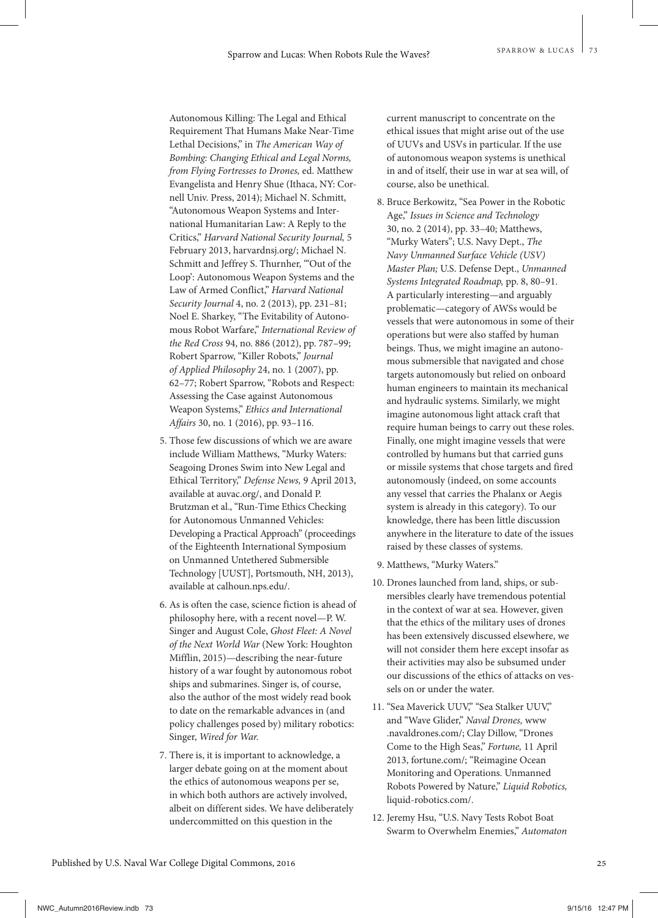Autonomous Killing: The Legal and Ethical Requirement That Humans Make Near-Time Lethal Decisions," in *The American Way of Bombing: Changing Ethical and Legal Norms, from Flying Fortresses to Drones,* ed. Matthew Evangelista and Henry Shue (Ithaca, NY: Cornell Univ. Press, 2014); Michael N. Schmitt, "Autonomous Weapon Systems and International Humanitarian Law: A Reply to the Critics," *Harvard National Security Journal,* 5 February 2013, harvardnsj.org/; Michael N. Schmitt and Jeffrey S. Thurnher, "'Out of the Loop': Autonomous Weapon Systems and the Law of Armed Conflict," *Harvard National Security Journal* 4, no. 2 (2013), pp. 231–81; Noel E. Sharkey, "The Evitability of Autonomous Robot Warfare," *International Review of the Red Cross* 94, no. 886 (2012), pp. 787–99; Robert Sparrow, "Killer Robots," *Journal of Applied Philosophy* 24, no. 1 (2007), pp. 62–77; Robert Sparrow, "Robots and Respect: Assessing the Case against Autonomous Weapon Systems," *Ethics and International Affairs* 30, no. 1 (2016), pp. 93–116.

5. Those few discussions of which we are aware include William Matthews, "Murky Waters: Seagoing Drones Swim into New Legal and Ethical Territory," *Defense News,* 9 April 2013, available at auvac.org/, and Donald P. Brutzman et al., "Run-Time Ethics Checking for Autonomous Unmanned Vehicles: Developing a Practical Approach" (proceedings of the Eighteenth International Symposium on Unmanned Untethered Submersible Technology [UUST], Portsmouth, NH, 2013), available at calhoun.nps.edu/.

6. As is often the case, science fiction is ahead of philosophy here, with a recent novel—P. W. Singer and August Cole, *Ghost Fleet: A Novel of the Next World War* (New York: Houghton Mifflin, 2015)—describing the near-future history of a war fought by autonomous robot ships and submarines. Singer is, of course, also the author of the most widely read book to date on the remarkable advances in (and policy challenges posed by) military robotics: Singer, *Wired for War.*

7. There is, it is important to acknowledge, a larger debate going on at the moment about the ethics of autonomous weapons per se, in which both authors are actively involved, albeit on different sides. We have deliberately undercommitted on this question in the current manuscript to concentrate on the ethical issues that might arise out of the use of UUVs and USVs in particular. If the use of autonomous weapon systems is unethical in and of itself, their use in war at sea will, of course, also be unethical.

8. Bruce Berkowitz, "Sea Power in the Robotic Age," *Issues in Science and Technology* 30, no. 2 (2014), pp. 33–40; Matthews, "Murky Waters"; U.S. Navy Dept., *The Navy Unmanned Surface Vehicle (USV) Master Plan;* U.S. Defense Dept., *Unmanned Systems Integrated Roadmap,* pp. 8, 80–91. A particularly interesting—and arguably problematic—category of AWSs would be vessels that were autonomous in some of their operations but were also staffed by human beings. Thus, we might imagine an autonomous submersible that navigated and chose targets autonomously but relied on onboard human engineers to maintain its mechanical and hydraulic systems. Similarly, we might imagine autonomous light attack craft that require human beings to carry out these roles. Finally, one might imagine vessels that were controlled by humans but that carried guns or missile systems that chose targets and fired autonomously (indeed, on some accounts any vessel that carries the Phalanx or Aegis system is already in this category). To our knowledge, there has been little discussion anywhere in the literature to date of the issues raised by these classes of systems.

9. Matthews, "Murky Waters."

10. Drones launched from land, ships, or submersibles clearly have tremendous potential in the context of war at sea. However, given that the ethics of the military uses of drones has been extensively discussed elsewhere, we will not consider them here except insofar as their activities may also be subsumed under our discussions of the ethics of attacks on vessels on or under the water.

11. "Sea Maverick UUV," "Sea Stalker UUV," and "Wave Glider," *Naval Drones,* www.navaldrones.com/; Clay Dillow, "Drones Come to the High Seas," *Fortune,* 11 April 2013, fortune.com/; "Reimagine Ocean Monitoring and Operations. Unmanned Robots Powered by Nature," *Liquid Robotics,* liquid-robotics.com/.

12. Jeremy Hsu, "U.S. Navy Tests Robot Boat Swarm to Overwhelm Enemies," *Automaton*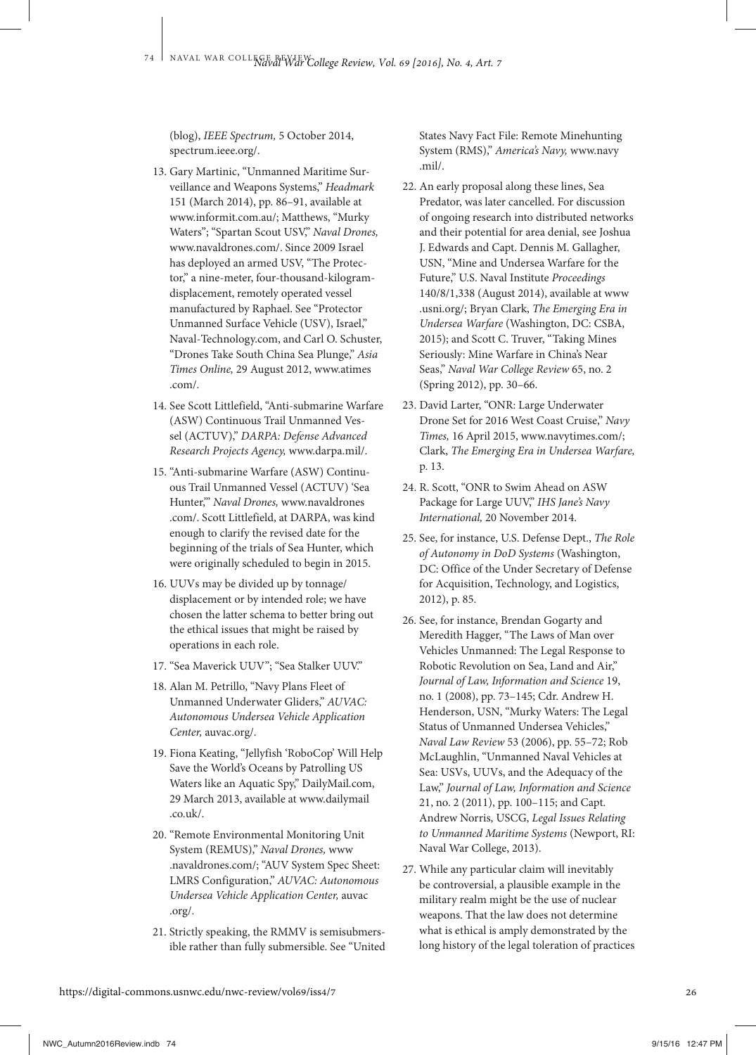(blog), *IEEE Spectrum,* 5 October 2014, spectrum.ieee.org/.

13. Gary Martinic, "Unmanned Maritime Surveillance and Weapons Systems," *Headmark* 151 (March 2014), pp. 86–91, available at www.informit.com.au/; Matthews, "Murky Waters"; "Spartan Scout USV," *Naval Drones,* www.navaldrones.com/. Since 2009 Israel has deployed an armed USV, "The Protector," a nine-meter, four-thousand-kilogram-displacement, remotely operated vessel manufactured by Raphael. See "Protector Unmanned Surface Vehicle (USV), Israel," Naval-Technology.com, and Carl O. Schuster, "Drones Take South China Sea Plunge," *Asia Times Online,* 29 August 2012, www.atimes.com/.

14. See Scott Littlefield, "Anti-submarine Warfare (ASW) Continuous Trail Unmanned Vessel (ACTUV)," *DARPA: Defense Advanced Research Projects Agency,* www.darpa.mil/.

15. "Anti-submarine Warfare (ASW) Continuous Trail Unmanned Vessel (ACTUV) 'Sea Hunter,'" *Naval Drones,* www.navaldrones.com/. Scott Littlefield, at DARPA, was kind enough to clarify the revised date for the beginning of the trials of Sea Hunter, which were originally scheduled to begin in 2015.

16. UUVs may be divided up by tonnage/displacement or by intended role; we have chosen the latter schema to better bring out the ethical issues that might be raised by operations in each role.

17. "Sea Maverick UUV"; "Sea Stalker UUV."

18. Alan M. Petrillo, "Navy Plans Fleet of Unmanned Underwater Gliders," *AUVAC: Autonomous Undersea Vehicle Application Center,* auvac.org/.

19. Fiona Keating, "Jellyfish 'RoboCop' Will Help Save the World's Oceans by Patrolling US Waters like an Aquatic Spy," DailyMail.com, 29 March 2013, available at www.dailymail.co.uk/.

20. "Remote Environmental Monitoring Unit System (REMUS)," *Naval Drones,* www.navaldrones.com/; "AUV System Spec Sheet: LMRS Configuration," *AUVAC: Autonomous Undersea Vehicle Application Center,* auvac.org/.

21. Strictly speaking, the RMMV is semisubmersible rather than fully submersible. See "United States Navy Fact File: Remote Minehunting System (RMS)," *America's Navy,* www.navy.mil/.

22. An early proposal along these lines, Sea Predator, was later cancelled. For discussion of ongoing research into distributed networks and their potential for area denial, see Joshua J. Edwards and Capt. Dennis M. Gallagher, USN, "Mine and Undersea Warfare for the Future," U.S. Naval Institute *Proceedings* 140/8/1,338 (August 2014), available at www.usni.org/; Bryan Clark, *The Emerging Era in Undersea Warfare* (Washington, DC: CSBA, 2015); and Scott C. Truver, "Taking Mines Seriously: Mine Warfare in China's Near Seas," *Naval War College Review* 65, no. 2 (Spring 2012), pp. 30–66.

23. David Larter, "ONR: Large Underwater Drone Set for 2016 West Coast Cruise," *Navy Times,* 16 April 2015, www.navytimes.com/; Clark, *The Emerging Era in Undersea Warfare,* p. 13.

24. R. Scott, "ONR to Swim Ahead on ASW Package for Large UUV," *IHS Jane's Navy International,* 20 November 2014.

25. See, for instance, U.S. Defense Dept., *The Role of Autonomy in DoD Systems* (Washington, DC: Office of the Under Secretary of Defense for Acquisition, Technology, and Logistics, 2012), p. 85.

26. See, for instance, Brendan Gogarty and Meredith Hagger, "The Laws of Man over Vehicles Unmanned: The Legal Response to Robotic Revolution on Sea, Land and Air," *Journal of Law, Information and Science* 19, no. 1 (2008), pp. 73–145; Cdr. Andrew H. Henderson, USN, "Murky Waters: The Legal Status of Unmanned Undersea Vehicles," *Naval Law Review* 53 (2006), pp. 55–72; Rob McLaughlin, "Unmanned Naval Vehicles at Sea: USVs, UUVs, and the Adequacy of the Law," *Journal of Law, Information and Science* 21, no. 2 (2011), pp. 100–115; and Capt. Andrew Norris, USCG, *Legal Issues Relating to Unmanned Maritime Systems* (Newport, RI: Naval War College, 2013).

27. While any particular claim will inevitably be controversial, a plausible example in the military realm might be the use of nuclear weapons. That the law does not determine what is ethical is amply demonstrated by the long history of the legal toleration of practices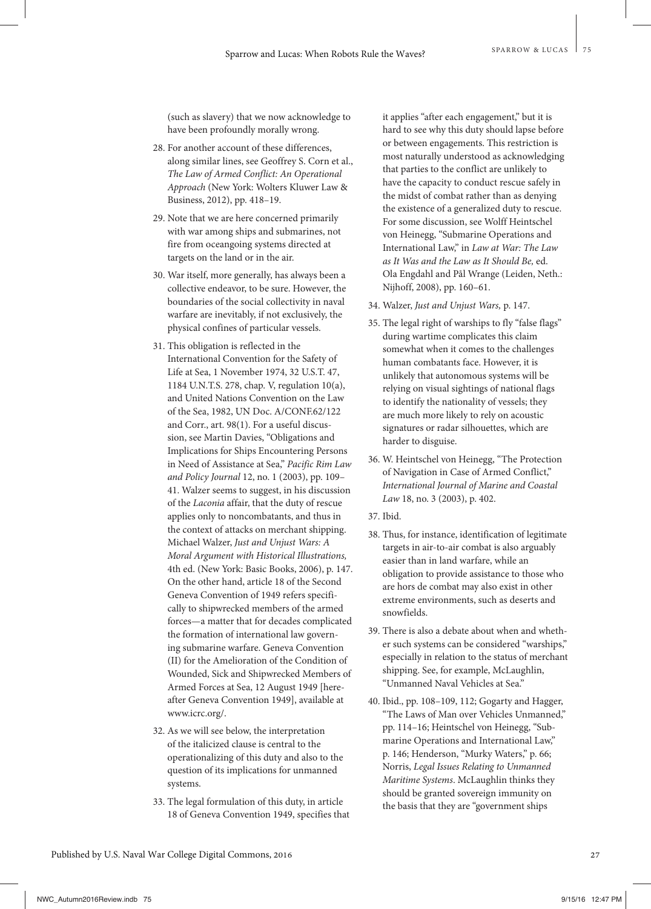(such as slavery) that we now acknowledge to have been profoundly morally wrong.

28. For another account of these differences, along similar lines, see Geoffrey S. Corn et al., *The Law of Armed Conflict: An Operational Approach* (New York: Wolters Kluwer Law & Business, 2012), pp. 418–19.

29. Note that we are here concerned primarily with war among ships and submarines, not fire from oceangoing systems directed at targets on the land or in the air.

30. War itself, more generally, has always been a collective endeavor, to be sure. However, the boundaries of the social collectivity in naval warfare are inevitably, if not exclusively, the physical confines of particular vessels.

31. This obligation is reflected in the International Convention for the Safety of Life at Sea, 1 November 1974, 32 U.S.T. 47, 1184 U.N.T.S. 278, chap. V, regulation 10(a), and United Nations Convention on the Law of the Sea, 1982, UN Doc. A/CONF.62/122 and Corr., art. 98(1). For a useful discussion, see Martin Davies, "Obligations and Implications for Ships Encountering Persons in Need of Assistance at Sea," *Pacific Rim Law and Policy Journal* 12, no. 1 (2003), pp. 109–41. Walzer seems to suggest, in his discussion of the *Laconia* affair, that the duty of rescue applies only to noncombatants, and thus in the context of attacks on merchant shipping. Michael Walzer, *Just and Unjust Wars: A Moral Argument with Historical Illustrations,* 4th ed. (New York: Basic Books, 2006), p. 147. On the other hand, article 18 of the Second Geneva Convention of 1949 refers specifically to shipwrecked members of the armed forces—a matter that for decades complicated the formation of international law governing submarine warfare. Geneva Convention (II) for the Amelioration of the Condition of Wounded, Sick and Shipwrecked Members of Armed Forces at Sea, 12 August 1949 [hereafter Geneva Convention 1949], available at www.icrc.org/.

32. As we will see below, the interpretation of the italicized clause is central to the operationalizing of this duty and also to the question of its implications for unmanned systems.

33. The legal formulation of this duty, in article 18 of Geneva Convention 1949, specifies that it applies "after each engagement," but it is hard to see why this duty should lapse before or between engagements. This restriction is most naturally understood as acknowledging that parties to the conflict are unlikely to have the capacity to conduct rescue safely in the midst of combat rather than as denying the existence of a generalized duty to rescue. For some discussion, see Wolff Heintschel von Heinegg, "Submarine Operations and International Law," in *Law at War: The Law as It Was and the Law as It Should Be,* ed. Ola Engdahl and Pål Wrange (Leiden, Neth.: Nijhoff, 2008), pp. 160–61.

34. Walzer, *Just and Unjust Wars,* p. 147.

35. The legal right of warships to fly "false flags" during wartime complicates this claim somewhat when it comes to the challenges human combatants face. However, it is unlikely that autonomous systems will be relying on visual sightings of national flags to identify the nationality of vessels; they are much more likely to rely on acoustic signatures or radar silhouettes, which are harder to disguise.

36. W. Heintschel von Heinegg, "The Protection of Navigation in Case of Armed Conflict," *International Journal of Marine and Coastal Law* 18, no. 3 (2003), p. 402.

37. Ibid.

38. Thus, for instance, identification of legitimate targets in air-to-air combat is also arguably easier than in land warfare, while an obligation to provide assistance to those who are hors de combat may also exist in other extreme environments, such as deserts and snowfields.

39. There is also a debate about when and whether such systems can be considered "warships," especially in relation to the status of merchant shipping. See, for example, McLaughlin, "Unmanned Naval Vehicles at Sea."

40. Ibid., pp. 108–109, 112; Gogarty and Hagger, "The Laws of Man over Vehicles Unmanned," pp. 114–16; Heintschel von Heinegg, "Submarine Operations and International Law," p. 146; Henderson, "Murky Waters," p. 66; Norris, *Legal Issues Relating to Unmanned Maritime Systems*. McLaughlin thinks they should be granted sovereign immunity on the basis that they are "government ships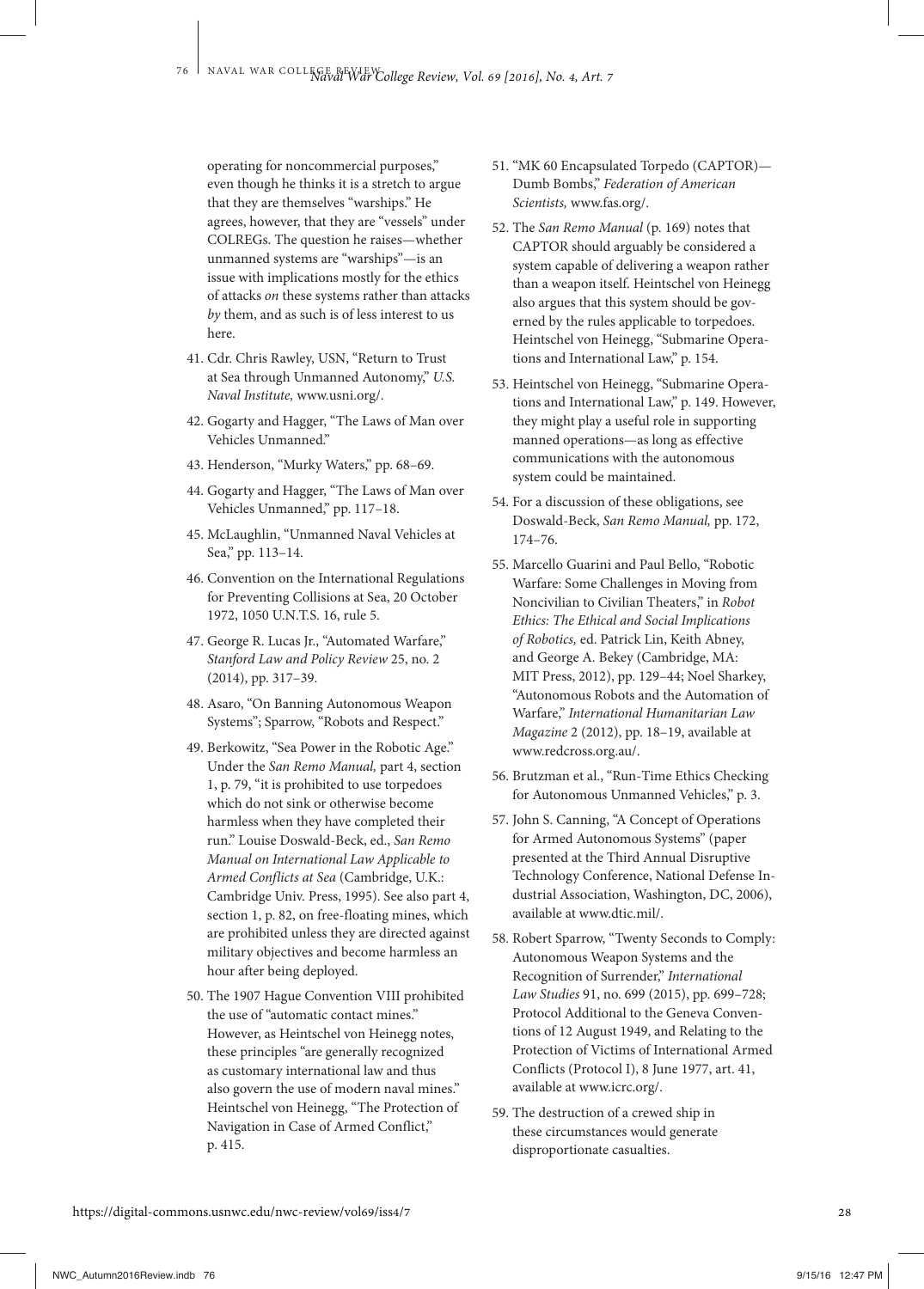operating for noncommercial purposes," even though he thinks it is a stretch to argue that they are themselves "warships." He agrees, however, that they are "vessels" under COLREGs. The question he raises—whether unmanned systems are "warships"—is an issue with implications mostly for the ethics of attacks *on* these systems rather than attacks *by* them, and as such is of less interest to us here.

41. Cdr. Chris Rawley, USN, "Return to Trust at Sea through Unmanned Autonomy," *U.S. Naval Institute,* www.usni.org/.

42. Gogarty and Hagger, "The Laws of Man over Vehicles Unmanned."

43. Henderson, "Murky Waters," pp. 68–69.

44. Gogarty and Hagger, "The Laws of Man over Vehicles Unmanned," pp. 117–18.

45. McLaughlin, "Unmanned Naval Vehicles at Sea," pp. 113–14.

46. Convention on the International Regulations for Preventing Collisions at Sea, 20 October 1972, 1050 U.N.T.S. 16, rule 5.

47. George R. Lucas Jr., "Automated Warfare," *Stanford Law and Policy Review* 25, no. 2 (2014), pp. 317–39.

48. Asaro, "On Banning Autonomous Weapon Systems"; Sparrow, "Robots and Respect."

49. Berkowitz, "Sea Power in the Robotic Age." Under the *San Remo Manual,* part 4, section 1, p. 79, "it is prohibited to use torpedoes which do not sink or otherwise become harmless when they have completed their run." Louise Doswald-Beck, ed., *San Remo Manual on International Law Applicable to Armed Conflicts at Sea* (Cambridge, U.K.: Cambridge Univ. Press, 1995). See also part 4, section 1, p. 82, on free-floating mines, which are prohibited unless they are directed against military objectives and become harmless an hour after being deployed.

50. The 1907 Hague Convention VIII prohibited the use of "automatic contact mines." However, as Heintschel von Heinegg notes, these principles "are generally recognized as customary international law and thus also govern the use of modern naval mines." Heintschel von Heinegg, "The Protection of Navigation in Case of Armed Conflict," p. 415.

51. "MK 60 Encapsulated Torpedo (CAPTOR)—Dumb Bombs," *Federation of American Scientists,* www.fas.org/.

52. The *San Remo Manual* (p. 169) notes that CAPTOR should arguably be considered a system capable of delivering a weapon rather than a weapon itself. Heintschel von Heinegg also argues that this system should be governed by the rules applicable to torpedoes. Heintschel von Heinegg, "Submarine Operations and International Law," p. 154.

53. Heintschel von Heinegg, "Submarine Operations and International Law," p. 149. However, they might play a useful role in supporting manned operations—as long as effective communications with the autonomous system could be maintained.

54. For a discussion of these obligations, see Doswald-Beck, *San Remo Manual,* pp. 172, 174–76.

55. Marcello Guarini and Paul Bello, "Robotic Warfare: Some Challenges in Moving from Noncivilian to Civilian Theaters," in *Robot Ethics: The Ethical and Social Implications of Robotics,* ed. Patrick Lin, Keith Abney, and George A. Bekey (Cambridge, MA: MIT Press, 2012), pp. 129–44; Noel Sharkey, "Autonomous Robots and the Automation of Warfare," *International Humanitarian Law Magazine* 2 (2012), pp. 18–19, available at www.redcross.org.au/.

56. Brutzman et al., "Run-Time Ethics Checking for Autonomous Unmanned Vehicles," p. 3.

57. John S. Canning, "A Concept of Operations for Armed Autonomous Systems" (paper presented at the Third Annual Disruptive Technology Conference, National Defense Industrial Association, Washington, DC, 2006), available at www.dtic.mil/.

58. Robert Sparrow, "Twenty Seconds to Comply: Autonomous Weapon Systems and the Recognition of Surrender," *International Law Studies* 91, no. 699 (2015), pp. 699–728; Protocol Additional to the Geneva Conventions of 12 August 1949, and Relating to the Protection of Victims of International Armed Conflicts (Protocol I), 8 June 1977, art. 41, available at www.icrc.org/.

59. The destruction of a crewed ship in these circumstances would generate disproportionate casualties.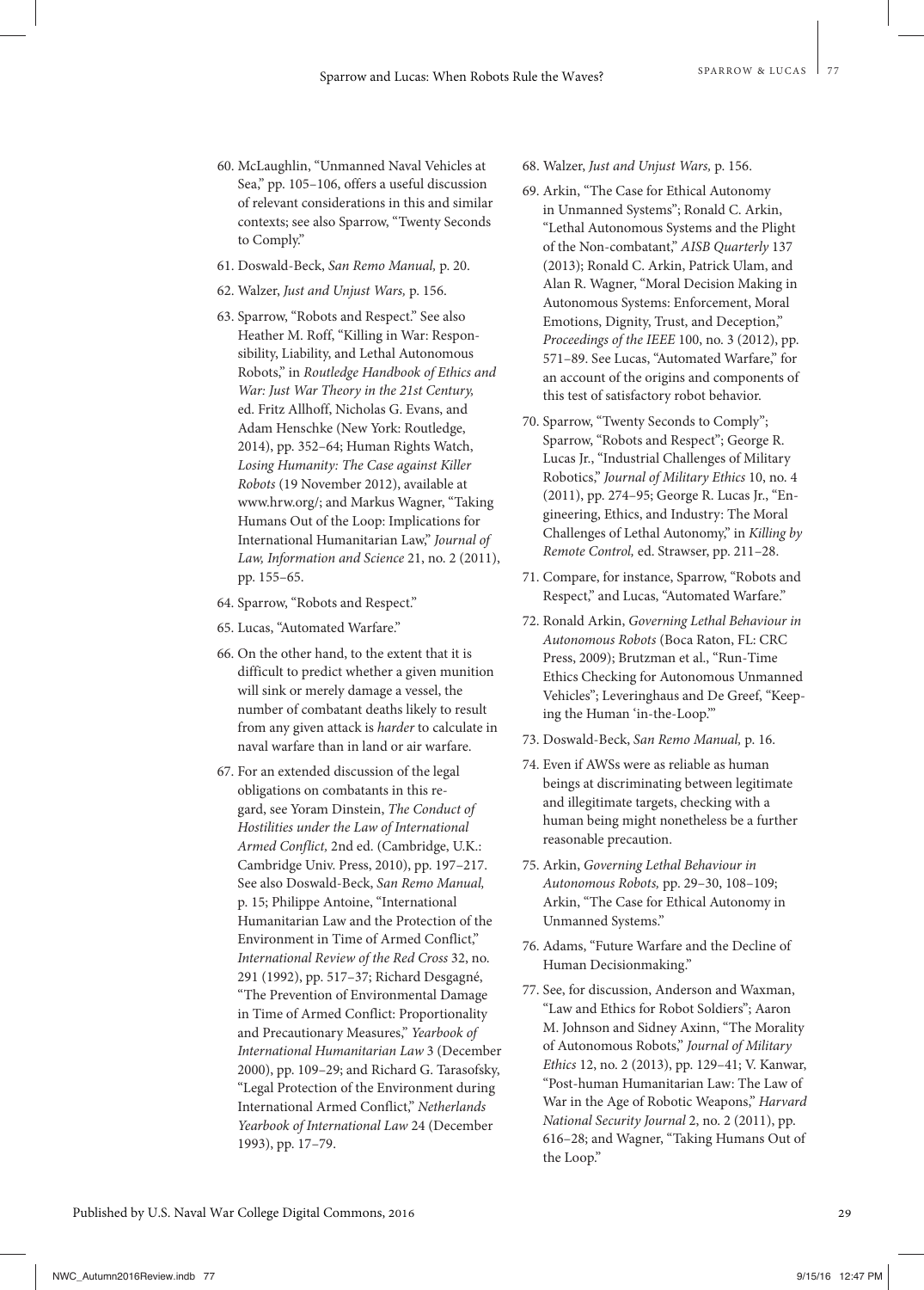60. McLaughlin, "Unmanned Naval Vehicles at Sea," pp. 105–106, offers a useful discussion of relevant considerations in this and similar contexts; see also Sparrow, "Twenty Seconds to Comply."

61. Doswald-Beck, *San Remo Manual,* p. 20.

62. Walzer, *Just and Unjust Wars,* p. 156.

63. Sparrow, "Robots and Respect." See also Heather M. Roff, "Killing in War: Responsibility, Liability, and Lethal Autonomous Robots," in *Routledge Handbook of Ethics and War: Just War Theory in the 21st Century,* ed. Fritz Allhoff, Nicholas G. Evans, and Adam Henschke (New York: Routledge, 2014), pp. 352–64; Human Rights Watch, *Losing Humanity: The Case against Killer Robots* (19 November 2012), available at www.hrw.org/; and Markus Wagner, "Taking Humans Out of the Loop: Implications for International Humanitarian Law," *Journal of Law, Information and Science* 21, no. 2 (2011), pp. 155–65.

64. Sparrow, "Robots and Respect."

65. Lucas, "Automated Warfare."

66. On the other hand, to the extent that it is difficult to predict whether a given munition will sink or merely damage a vessel, the number of combatant deaths likely to result from any given attack is *harder* to calculate in naval warfare than in land or air warfare.

67. For an extended discussion of the legal obligations on combatants in this regard, see Yoram Dinstein, *The Conduct of Hostilities under the Law of International Armed Conflict,* 2nd ed. (Cambridge, U.K.: Cambridge Univ. Press, 2010), pp. 197–217. See also Doswald-Beck, *San Remo Manual,* p. 15; Philippe Antoine, "International Humanitarian Law and the Protection of the Environment in Time of Armed Conflict," *International Review of the Red Cross* 32, no. 291 (1992), pp. 517–37; Richard Desgagné, "The Prevention of Environmental Damage in Time of Armed Conflict: Proportionality and Precautionary Measures," *Yearbook of International Humanitarian Law* 3 (December 2000), pp. 109–29; and Richard G. Tarasofsky, "Legal Protection of the Environment during International Armed Conflict," *Netherlands Yearbook of International Law* 24 (December 1993), pp. 17–79.

68. Walzer, *Just and Unjust Wars,* p. 156.

69. Arkin, "The Case for Ethical Autonomy in Unmanned Systems"; Ronald C. Arkin, "Lethal Autonomous Systems and the Plight of the Non-combatant," *AISB Quarterly* 137 (2013); Ronald C. Arkin, Patrick Ulam, and Alan R. Wagner, "Moral Decision Making in Autonomous Systems: Enforcement, Moral Emotions, Dignity, Trust, and Deception," *Proceedings of the IEEE* 100, no. 3 (2012), pp. 571–89. See Lucas, "Automated Warfare," for an account of the origins and components of this test of satisfactory robot behavior.

70. Sparrow, "Twenty Seconds to Comply"; Sparrow, "Robots and Respect"; George R. Lucas Jr., "Industrial Challenges of Military Robotics," *Journal of Military Ethics* 10, no. 4 (2011), pp. 274–95; George R. Lucas Jr., "Engineering, Ethics, and Industry: The Moral Challenges of Lethal Autonomy," in *Killing by Remote Control,* ed. Strawser, pp. 211–28.

71. Compare, for instance, Sparrow, "Robots and Respect," and Lucas, "Automated Warfare."

72. Ronald Arkin, *Governing Lethal Behaviour in Autonomous Robots* (Boca Raton, FL: CRC Press, 2009); Brutzman et al., "Run-Time Ethics Checking for Autonomous Unmanned Vehicles"; Leveringhaus and De Greef, "Keeping the Human 'in-the-Loop.'"

73. Doswald-Beck, *San Remo Manual,* p. 16.

74. Even if AWSs were as reliable as human beings at discriminating between legitimate and illegitimate targets, checking with a human being might nonetheless be a further reasonable precaution.

75. Arkin, *Governing Lethal Behaviour in Autonomous Robots,* pp. 29–30, 108–109; Arkin, "The Case for Ethical Autonomy in Unmanned Systems."

76. Adams, "Future Warfare and the Decline of Human Decisionmaking."

77. See, for discussion, Anderson and Waxman, "Law and Ethics for Robot Soldiers"; Aaron M. Johnson and Sidney Axinn, "The Morality of Autonomous Robots," *Journal of Military Ethics* 12, no. 2 (2013), pp. 129–41; V. Kanwar, "Post-human Humanitarian Law: The Law of War in the Age of Robotic Weapons," *Harvard National Security Journal* 2, no. 2 (2011), pp. 616–28; and Wagner, "Taking Humans Out of the Loop."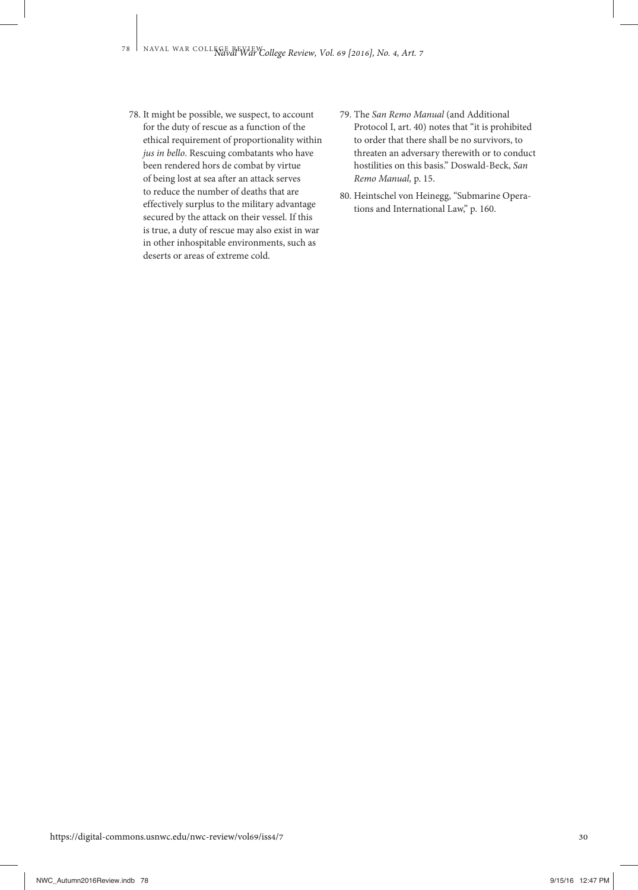78. It might be possible, we suspect, to account for the duty of rescue as a function of the ethical requirement of proportionality within *jus in bello*. Rescuing combatants who have been rendered hors de combat by virtue of being lost at sea after an attack serves to reduce the number of deaths that are effectively surplus to the military advantage secured by the attack on their vessel. If this is true, a duty of rescue may also exist in war in other inhospitable environments, such as deserts or areas of extreme cold.

79. The *San Remo Manual* (and Additional Protocol I, art. 40) notes that "it is prohibited to order that there shall be no survivors, to threaten an adversary therewith or to conduct hostilities on this basis." Doswald-Beck, *San Remo Manual*, p. 15.

80. Heintschel von Heinegg, "Submarine Operations and International Law," p. 160.